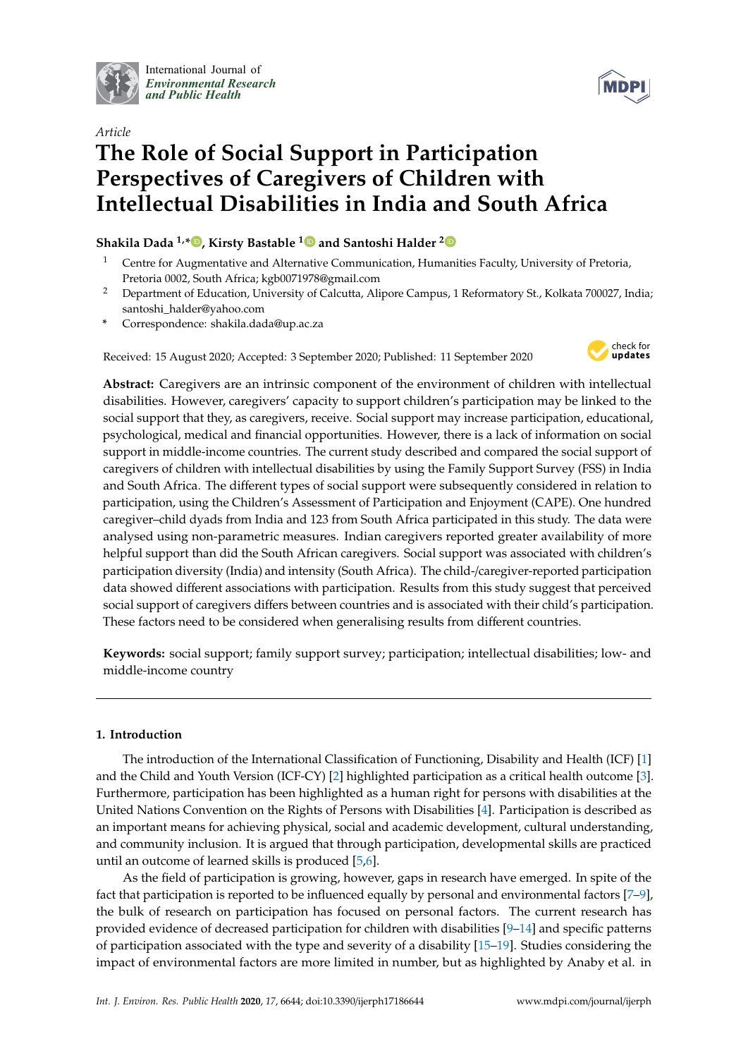International Journal of *Environmental Research and Public Health*

*Article*

# The Role of Social Support in Participation Perspectives of Caregivers of Children with Intellectual Disabilities in India and South Africa

**Shakila Dada [1,*], Kirsty Bastable [1] and Santoshi Halder [2]**

[1] Centre for Augmentative and Alternative Communication, Humanities Faculty, University of Pretoria, Pretoria 0002, South Africa; kgb0071978@gmail.com

[2] Department of Education, University of Calcutta, Alipore Campus, 1 Reformatory St., Kolkata 700027, India; santoshi_halder@yahoo.com

\* Correspondence: shakila.dada@up.ac.za

Received: 15 August 2020; Accepted: 3 September 2020; Published: 11 September 2020

**Abstract:** Caregivers are an intrinsic component of the environment of children with intellectual disabilities. However, caregivers' capacity to support children's participation may be linked to the social support that they, as caregivers, receive. Social support may increase participation, educational, psychological, medical and financial opportunities. However, there is a lack of information on social support in middle-income countries. The current study described and compared the social support of caregivers of children with intellectual disabilities by using the Family Support Survey (FSS) in India and South Africa. The different types of social support were subsequently considered in relation to participation, using the Children's Assessment of Participation and Enjoyment (CAPE). One hundred caregiver–child dyads from India and 123 from South Africa participated in this study. The data were analysed using non-parametric measures. Indian caregivers reported greater availability of more helpful support than did the South African caregivers. Social support was associated with children's participation diversity (India) and intensity (South Africa). The child-/caregiver-reported participation data showed different associations with participation. Results from this study suggest that perceived social support of caregivers differs between countries and is associated with their child's participation. These factors need to be considered when generalising results from different countries.

**Keywords:** social support; family support survey; participation; intellectual disabilities; low- and middle-income country

## 1. Introduction

The introduction of the International Classification of Functioning, Disability and Health (ICF) [1] and the Child and Youth Version (ICF-CY) [2] highlighted participation as a critical health outcome [3]. Furthermore, participation has been highlighted as a human right for persons with disabilities at the United Nations Convention on the Rights of Persons with Disabilities [4]. Participation is described as an important means for achieving physical, social and academic development, cultural understanding, and community inclusion. It is argued that through participation, developmental skills are practiced until an outcome of learned skills is produced [5,6].

As the field of participation is growing, however, gaps in research have emerged. In spite of the fact that participation is reported to be influenced equally by personal and environmental factors [7–9], the bulk of research on participation has focused on personal factors. The current research has provided evidence of decreased participation for children with disabilities [9–14] and specific patterns of participation associated with the type and severity of a disability [15–19]. Studies considering the impact of environmental factors are more limited in number, but as highlighted by Anaby et al. in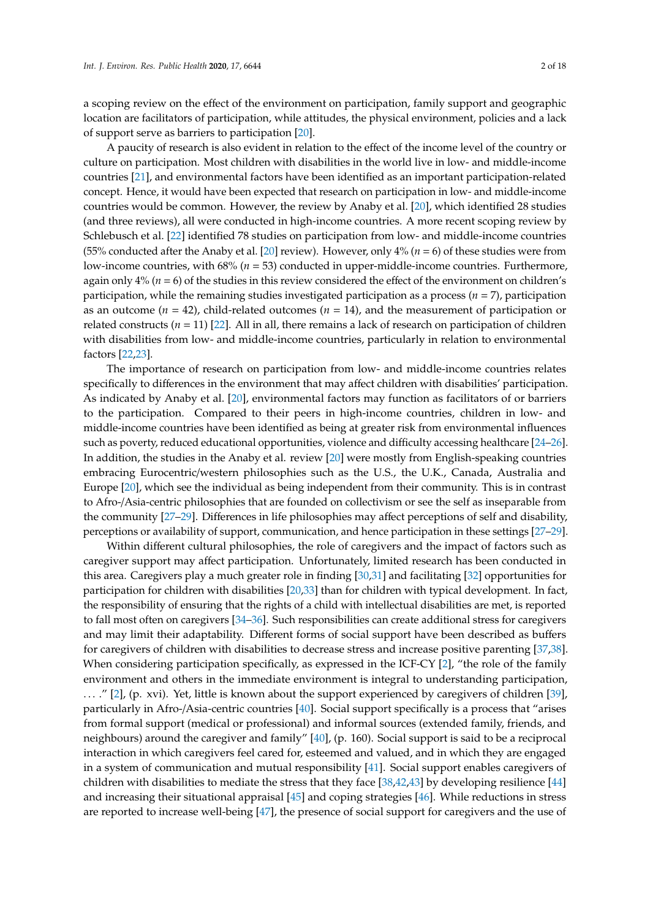a scoping review on the effect of the environment on participation, family support and geographic location are facilitators of participation, while attitudes, the physical environment, policies and a lack of support serve as barriers to participation [20].

A paucity of research is also evident in relation to the effect of the income level of the country or culture on participation. Most children with disabilities in the world live in low- and middle-income countries [21], and environmental factors have been identified as an important participation-related concept. Hence, it would have been expected that research on participation in low- and middle-income countries would be common. However, the review by Anaby et al. [20], which identified 28 studies (and three reviews), all were conducted in high-income countries. A more recent scoping review by Schlebusch et al. [22] identified 78 studies on participation from low- and middle-income countries (55% conducted after the Anaby et al. [20] review). However, only 4% ($n = 6$) of these studies were from low-income countries, with 68% ($n = 53$) conducted in upper-middle-income countries. Furthermore, again only 4% ($n = 6$) of the studies in this review considered the effect of the environment on children's participation, while the remaining studies investigated participation as a process ($n = 7$), participation as an outcome ($n = 42$), child-related outcomes ($n = 14$), and the measurement of participation or related constructs ($n = 11$) [22]. All in all, there remains a lack of research on participation of children with disabilities from low- and middle-income countries, particularly in relation to environmental factors [22,23].

The importance of research on participation from low- and middle-income countries relates specifically to differences in the environment that may affect children with disabilities' participation. As indicated by Anaby et al. [20], environmental factors may function as facilitators of or barriers to the participation. Compared to their peers in high-income countries, children in low- and middle-income countries have been identified as being at greater risk from environmental influences such as poverty, reduced educational opportunities, violence and difficulty accessing healthcare [24–26]. In addition, the studies in the Anaby et al. review [20] were mostly from English-speaking countries embracing Eurocentric/western philosophies such as the U.S., the U.K., Canada, Australia and Europe [20], which see the individual as being independent from their community. This is in contrast to Afro-/Asia-centric philosophies that are founded on collectivism or see the self as inseparable from the community [27–29]. Differences in life philosophies may affect perceptions of self and disability, perceptions or availability of support, communication, and hence participation in these settings [27–29].

Within different cultural philosophies, the role of caregivers and the impact of factors such as caregiver support may affect participation. Unfortunately, limited research has been conducted in this area. Caregivers play a much greater role in finding [30,31] and facilitating [32] opportunities for participation for children with disabilities [20,33] than for children with typical development. In fact, the responsibility of ensuring that the rights of a child with intellectual disabilities are met, is reported to fall most often on caregivers [34–36]. Such responsibilities can create additional stress for caregivers and may limit their adaptability. Different forms of social support have been described as buffers for caregivers of children with disabilities to decrease stress and increase positive parenting [37,38]. When considering participation specifically, as expressed in the ICF-CY [2], "the role of the family environment and others in the immediate environment is integral to understanding participation, . . . ." [2], (p. xvi). Yet, little is known about the support experienced by caregivers of children [39], particularly in Afro-/Asia-centric countries [40]. Social support specifically is a process that "arises from formal support (medical or professional) and informal sources (extended family, friends, and neighbours) around the caregiver and family" [40], (p. 160). Social support is said to be a reciprocal interaction in which caregivers feel cared for, esteemed and valued, and in which they are engaged in a system of communication and mutual responsibility [41]. Social support enables caregivers of children with disabilities to mediate the stress that they face [38,42,43] by developing resilience [44] and increasing their situational appraisal [45] and coping strategies [46]. While reductions in stress are reported to increase well-being [47], the presence of social support for caregivers and the use of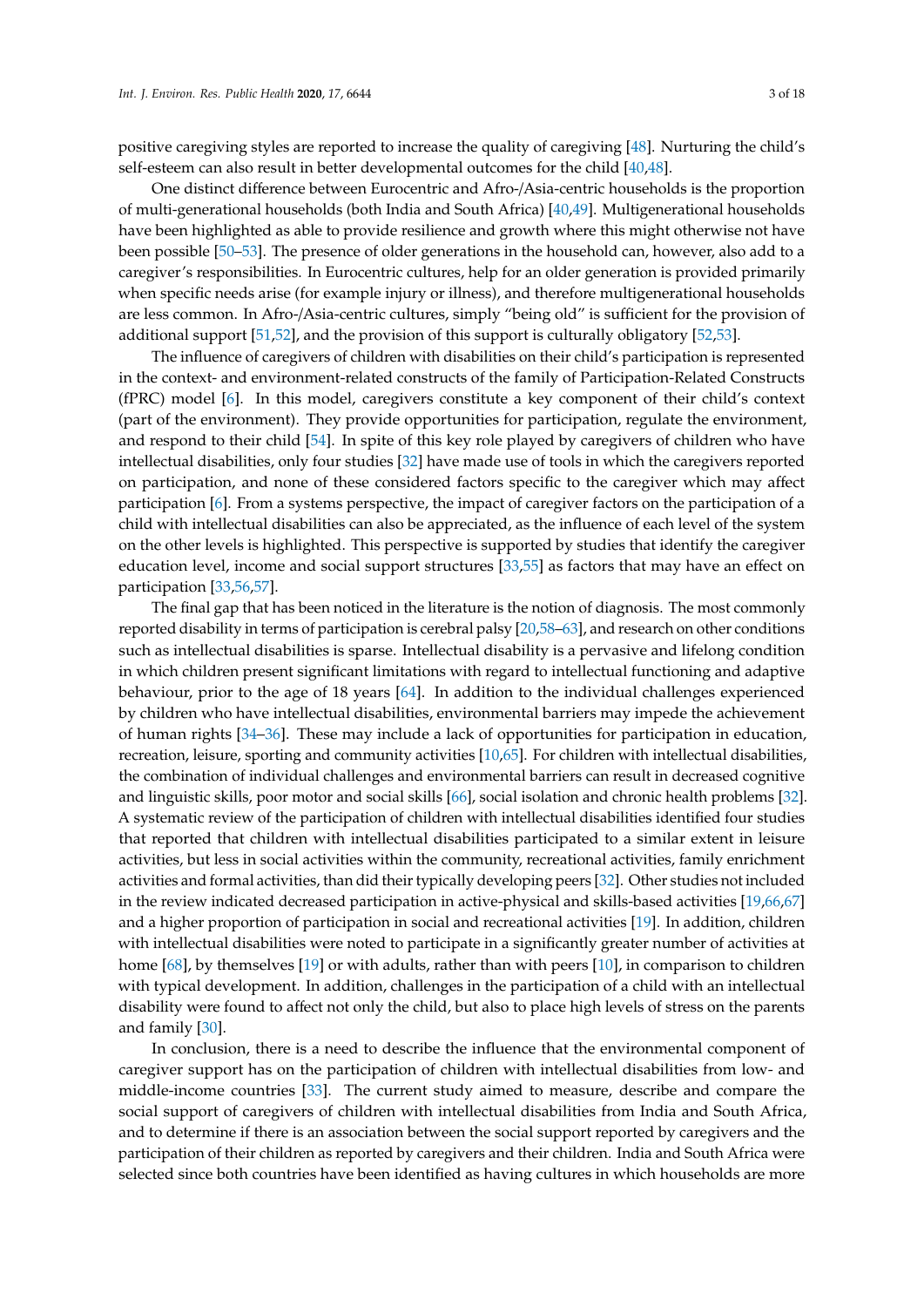positive caregiving styles are reported to increase the quality of caregiving [48]. Nurturing the child's self-esteem can also result in better developmental outcomes for the child [40,48].

One distinct difference between Eurocentric and Afro-/Asia-centric households is the proportion of multi-generational households (both India and South Africa) [40,49]. Multigenerational households have been highlighted as able to provide resilience and growth where this might otherwise not have been possible [50–53]. The presence of older generations in the household can, however, also add to a caregiver's responsibilities. In Eurocentric cultures, help for an older generation is provided primarily when specific needs arise (for example injury or illness), and therefore multigenerational households are less common. In Afro-/Asia-centric cultures, simply "being old" is sufficient for the provision of additional support [51,52], and the provision of this support is culturally obligatory [52,53].

The influence of caregivers of children with disabilities on their child's participation is represented in the context- and environment-related constructs of the family of Participation-Related Constructs (fPRC) model [6]. In this model, caregivers constitute a key component of their child's context (part of the environment). They provide opportunities for participation, regulate the environment, and respond to their child [54]. In spite of this key role played by caregivers of children who have intellectual disabilities, only four studies [32] have made use of tools in which the caregivers reported on participation, and none of these considered factors specific to the caregiver which may affect participation [6]. From a systems perspective, the impact of caregiver factors on the participation of a child with intellectual disabilities can also be appreciated, as the influence of each level of the system on the other levels is highlighted. This perspective is supported by studies that identify the caregiver education level, income and social support structures [33,55] as factors that may have an effect on participation [33,56,57].

The final gap that has been noticed in the literature is the notion of diagnosis. The most commonly reported disability in terms of participation is cerebral palsy [20,58–63], and research on other conditions such as intellectual disabilities is sparse. Intellectual disability is a pervasive and lifelong condition in which children present significant limitations with regard to intellectual functioning and adaptive behaviour, prior to the age of 18 years [64]. In addition to the individual challenges experienced by children who have intellectual disabilities, environmental barriers may impede the achievement of human rights [34–36]. These may include a lack of opportunities for participation in education, recreation, leisure, sporting and community activities [10,65]. For children with intellectual disabilities, the combination of individual challenges and environmental barriers can result in decreased cognitive and linguistic skills, poor motor and social skills [66], social isolation and chronic health problems [32]. A systematic review of the participation of children with intellectual disabilities identified four studies that reported that children with intellectual disabilities participated to a similar extent in leisure activities, but less in social activities within the community, recreational activities, family enrichment activities and formal activities, than did their typically developing peers [32]. Other studies not included in the review indicated decreased participation in active-physical and skills-based activities [19,66,67] and a higher proportion of participation in social and recreational activities [19]. In addition, children with intellectual disabilities were noted to participate in a significantly greater number of activities at home [68], by themselves [19] or with adults, rather than with peers [10], in comparison to children with typical development. In addition, challenges in the participation of a child with an intellectual disability were found to affect not only the child, but also to place high levels of stress on the parents and family [30].

In conclusion, there is a need to describe the influence that the environmental component of caregiver support has on the participation of children with intellectual disabilities from low- and middle-income countries [33]. The current study aimed to measure, describe and compare the social support of caregivers of children with intellectual disabilities from India and South Africa, and to determine if there is an association between the social support reported by caregivers and the participation of their children as reported by caregivers and their children. India and South Africa were selected since both countries have been identified as having cultures in which households are more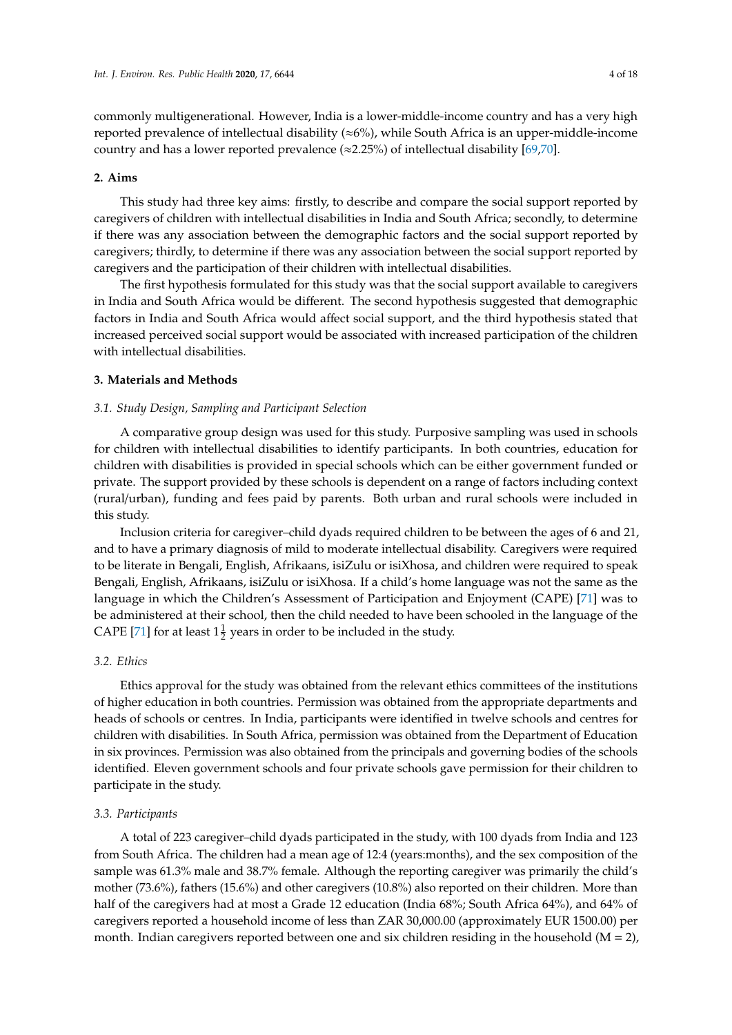commonly multigenerational. However, India is a lower-middle-income country and has a very high reported prevalence of intellectual disability (≈6%), while South Africa is an upper-middle-income country and has a lower reported prevalence (≈2.25%) of intellectual disability [69,70].

## 2. Aims

This study had three key aims: firstly, to describe and compare the social support reported by caregivers of children with intellectual disabilities in India and South Africa; secondly, to determine if there was any association between the demographic factors and the social support reported by caregivers; thirdly, to determine if there was any association between the social support reported by caregivers and the participation of their children with intellectual disabilities.

The first hypothesis formulated for this study was that the social support available to caregivers in India and South Africa would be different. The second hypothesis suggested that demographic factors in India and South Africa would affect social support, and the third hypothesis stated that increased perceived social support would be associated with increased participation of the children with intellectual disabilities.

## 3. Materials and Methods

### *3.1. Study Design, Sampling and Participant Selection*

A comparative group design was used for this study. Purposive sampling was used in schools for children with intellectual disabilities to identify participants. In both countries, education for children with disabilities is provided in special schools which can be either government funded or private. The support provided by these schools is dependent on a range of factors including context (rural/urban), funding and fees paid by parents. Both urban and rural schools were included in this study.

Inclusion criteria for caregiver–child dyads required children to be between the ages of 6 and 21, and to have a primary diagnosis of mild to moderate intellectual disability. Caregivers were required to be literate in Bengali, English, Afrikaans, isiZulu or isiXhosa, and children were required to speak Bengali, English, Afrikaans, isiZulu or isiXhosa. If a child's home language was not the same as the language in which the Children's Assessment of Participation and Enjoyment (CAPE) [71] was to be administered at their school, then the child needed to have been schooled in the language of the CAPE [71] for at least $1\frac{1}{2}$ years in order to be included in the study.

### *3.2. Ethics*

Ethics approval for the study was obtained from the relevant ethics committees of the institutions of higher education in both countries. Permission was obtained from the appropriate departments and heads of schools or centres. In India, participants were identified in twelve schools and centres for children with disabilities. In South Africa, permission was obtained from the Department of Education in six provinces. Permission was also obtained from the principals and governing bodies of the schools identified. Eleven government schools and four private schools gave permission for their children to participate in the study.

### *3.3. Participants*

A total of 223 caregiver–child dyads participated in the study, with 100 dyads from India and 123 from South Africa. The children had a mean age of 12:4 (years:months), and the sex composition of the sample was 61.3% male and 38.7% female. Although the reporting caregiver was primarily the child's mother (73.6%), fathers (15.6%) and other caregivers (10.8%) also reported on their children. More than half of the caregivers had at most a Grade 12 education (India 68%; South Africa 64%), and 64% of caregivers reported a household income of less than ZAR 30,000.00 (approximately EUR 1500.00) per month. Indian caregivers reported between one and six children residing in the household (M = 2),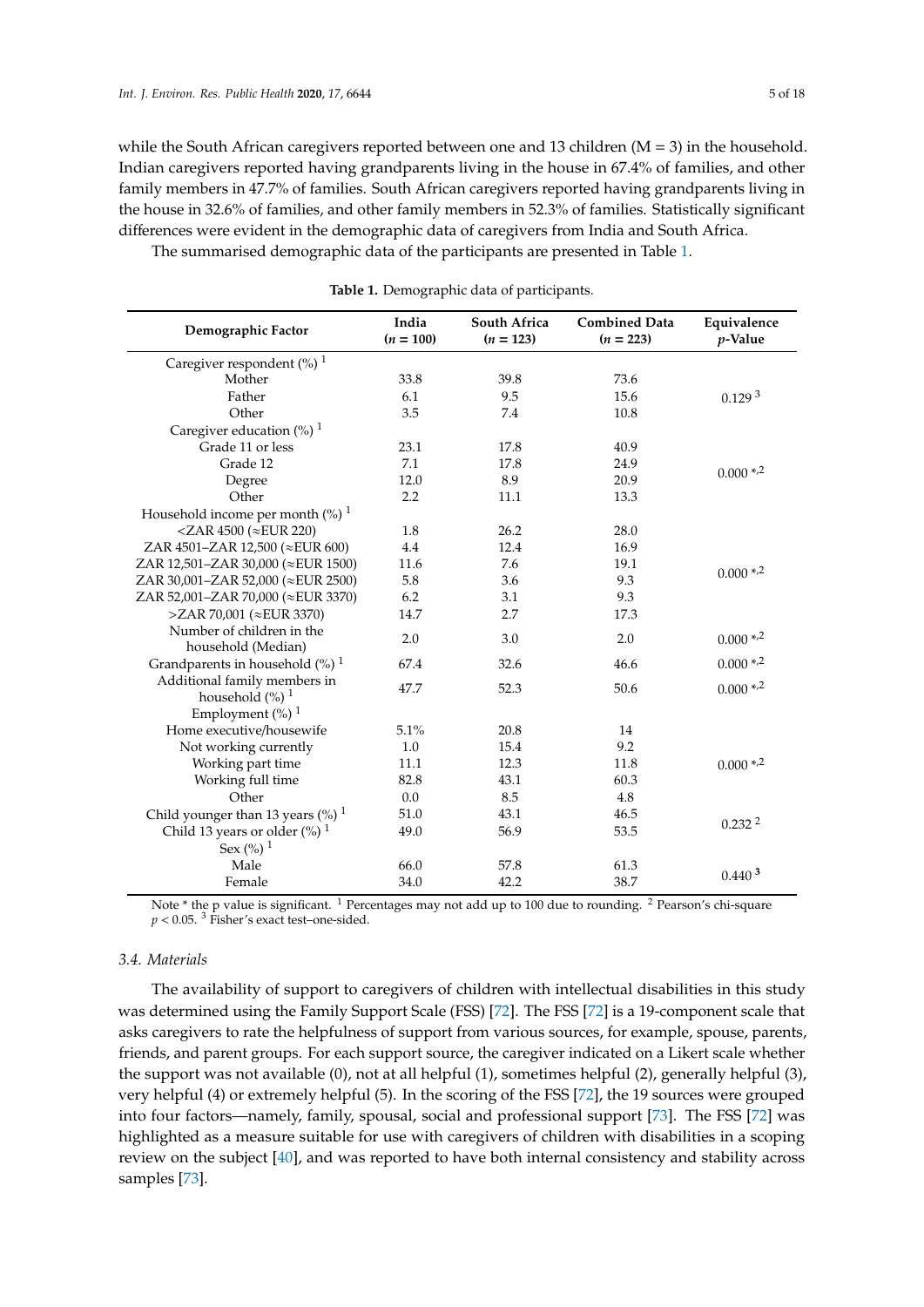while the South African caregivers reported between one and 13 children (M = 3) in the household. Indian caregivers reported having grandparents living in the house in 67.4% of families, and other family members in 47.7% of families. South African caregivers reported having grandparents living in the house in 32.6% of families, and other family members in 52.3% of families. Statistically significant differences were evident in the demographic data of caregivers from India and South Africa.

The summarised demographic data of the participants are presented in Table 1.

**Table 1.** Demographic data of participants.

| Demographic Factor | India ($n$ = 100) | South Africa ($n$ = 123) | Combined Data ($n$ = 223) | Equivalence $p$-Value |
|---|---|---|---|---|
| Caregiver respondent (%) [1] | | | | |
| Mother | 33.8 | 39.8 | 73.6 | 0.129 [3] |
| Father | 6.1 | 9.5 | 15.6 | |
| Other | 3.5 | 7.4 | 10.8 | |
| Caregiver education (%) [1] | | | | |
| Grade 11 or less | 23.1 | 17.8 | 40.9 | 0.000 *,[2] |
| Grade 12 | 7.1 | 17.8 | 24.9 | |
| Degree | 12.0 | 8.9 | 20.9 | |
| Other | 2.2 | 11.1 | 13.3 | |
| Household income per month (%) [1] | | | | |
| <ZAR 4500 (≈EUR 220) | 1.8 | 26.2 | 28.0 | 0.000 *,[2] |
| ZAR 4501–ZAR 12,500 (≈EUR 600) | 4.4 | 12.4 | 16.9 | |
| ZAR 12,501–ZAR 30,000 (≈EUR 1500) | 11.6 | 7.6 | 19.1 | |
| ZAR 30,001–ZAR 52,000 (≈EUR 2500) | 5.8 | 3.6 | 9.3 | |
| ZAR 52,001–ZAR 70,000 (≈EUR 3370) | 6.2 | 3.1 | 9.3 | |
| >ZAR 70,001 (≈EUR 3370) | 14.7 | 2.7 | 17.3 | |
| Number of children in the household (Median) | 2.0 | 3.0 | 2.0 | 0.000 *,[2] |
| Grandparents in household (%) [1] | 67.4 | 32.6 | 46.6 | 0.000 *,[2] |
| Additional family members in household (%) [1] | 47.7 | 52.3 | 50.6 | 0.000 *,[2] |
| Employment (%) [1] | | | | |
| Home executive/housewife | 5.1% | 20.8 | 14 | 0.000 *,[2] |
| Not working currently | 1.0 | 15.4 | 9.2 | |
| Working part time | 11.1 | 12.3 | 11.8 | |
| Working full time | 82.8 | 43.1 | 60.3 | |
| Other | 0.0 | 8.5 | 4.8 | |
| Child younger than 13 years (%) [1] | 51.0 | 43.1 | 46.5 | 0.232 [2] |
| Child 13 years or older (%) [1] | 49.0 | 56.9 | 53.5 | |
| Sex (%) [1] | | | | |
| Male | 66.0 | 57.8 | 61.3 | 0.440 [3] |
| Female | 34.0 | 42.2 | 38.7 | |

Note * the p value is significant. [1] Percentages may not add up to 100 due to rounding. [2] Pearson's chi-square $p < 0.05$. [3] Fisher's exact test–one-sided.

### 3.4. Materials

The availability of support to caregivers of children with intellectual disabilities in this study was determined using the Family Support Scale (FSS) [72]. The FSS [72] is a 19-component scale that asks caregivers to rate the helpfulness of support from various sources, for example, spouse, parents, friends, and parent groups. For each support source, the caregiver indicated on a Likert scale whether the support was not available (0), not at all helpful (1), sometimes helpful (2), generally helpful (3), very helpful (4) or extremely helpful (5). In the scoring of the FSS [72], the 19 sources were grouped into four factors—namely, family, spousal, social and professional support [73]. The FSS [72] was highlighted as a measure suitable for use with caregivers of children with disabilities in a scoping review on the subject [40], and was reported to have both internal consistency and stability across samples [73].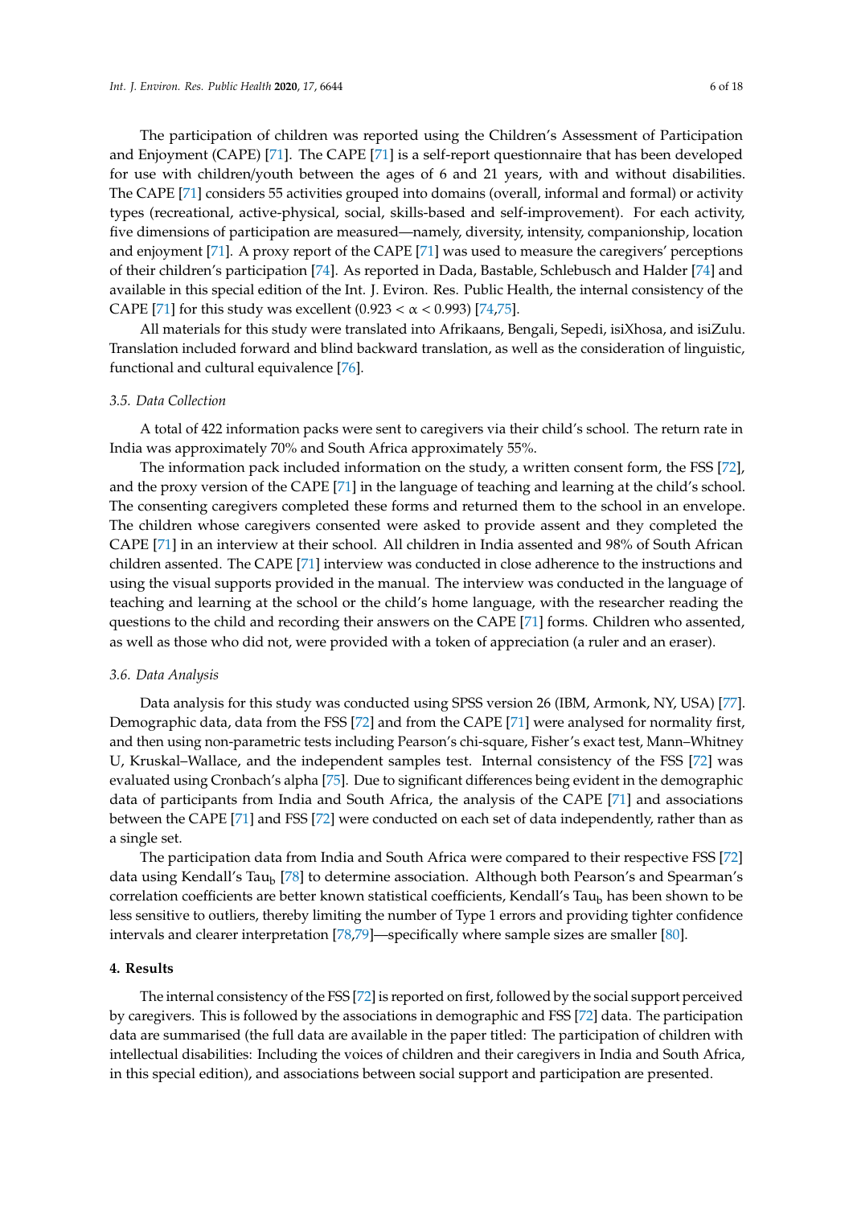The participation of children was reported using the Children's Assessment of Participation and Enjoyment (CAPE) [71]. The CAPE [71] is a self-report questionnaire that has been developed for use with children/youth between the ages of 6 and 21 years, with and without disabilities. The CAPE [71] considers 55 activities grouped into domains (overall, informal and formal) or activity types (recreational, active-physical, social, skills-based and self-improvement). For each activity, five dimensions of participation are measured—namely, diversity, intensity, companionship, location and enjoyment [71]. A proxy report of the CAPE [71] was used to measure the caregivers' perceptions of their children's participation [74]. As reported in Dada, Bastable, Schlebusch and Halder [74] and available in this special edition of the Int. J. Eviron. Res. Public Health, the internal consistency of the CAPE [71] for this study was excellent ($0.923 < \alpha < 0.993$) [74,75].

All materials for this study were translated into Afrikaans, Bengali, Sepedi, isiXhosa, and isiZulu. Translation included forward and blind backward translation, as well as the consideration of linguistic, functional and cultural equivalence [76].

### 3.5. Data Collection

A total of 422 information packs were sent to caregivers via their child's school. The return rate in India was approximately 70% and South Africa approximately 55%.

The information pack included information on the study, a written consent form, the FSS [72], and the proxy version of the CAPE [71] in the language of teaching and learning at the child's school. The consenting caregivers completed these forms and returned them to the school in an envelope. The children whose caregivers consented were asked to provide assent and they completed the CAPE [71] in an interview at their school. All children in India assented and 98% of South African children assented. The CAPE [71] interview was conducted in close adherence to the instructions and using the visual supports provided in the manual. The interview was conducted in the language of teaching and learning at the school or the child's home language, with the researcher reading the questions to the child and recording their answers on the CAPE [71] forms. Children who assented, as well as those who did not, were provided with a token of appreciation (a ruler and an eraser).

### 3.6. Data Analysis

Data analysis for this study was conducted using SPSS version 26 (IBM, Armonk, NY, USA) [77]. Demographic data, data from the FSS [72] and from the CAPE [71] were analysed for normality first, and then using non-parametric tests including Pearson's chi-square, Fisher's exact test, Mann–Whitney U, Kruskal–Wallace, and the independent samples test. Internal consistency of the FSS [72] was evaluated using Cronbach's alpha [75]. Due to significant differences being evident in the demographic data of participants from India and South Africa, the analysis of the CAPE [71] and associations between the CAPE [71] and FSS [72] were conducted on each set of data independently, rather than as a single set.

The participation data from India and South Africa were compared to their respective FSS [72] data using Kendall's $Tau_b$ [78] to determine association. Although both Pearson's and Spearman's correlation coefficients are better known statistical coefficients, Kendall's $Tau_b$ has been shown to be less sensitive to outliers, thereby limiting the number of Type 1 errors and providing tighter confidence intervals and clearer interpretation [78,79]—specifically where sample sizes are smaller [80].

## 4. Results

The internal consistency of the FSS [72] is reported on first, followed by the social support perceived by caregivers. This is followed by the associations in demographic and FSS [72] data. The participation data are summarised (the full data are available in the paper titled: The participation of children with intellectual disabilities: Including the voices of children and their caregivers in India and South Africa, in this special edition), and associations between social support and participation are presented.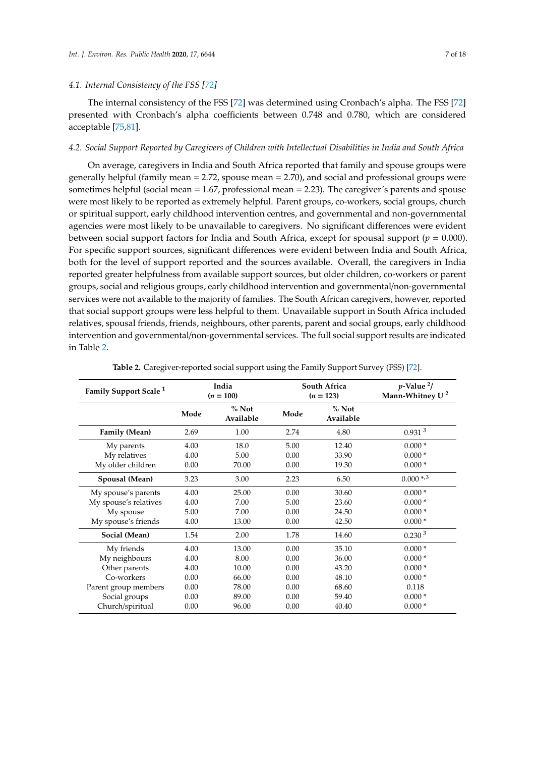### 4.1. Internal Consistency of the FSS [72]

The internal consistency of the FSS [72] was determined using Cronbach's alpha. The FSS [72] presented with Cronbach's alpha coefficients between 0.748 and 0.780, which are considered acceptable [75,81].

### 4.2. Social Support Reported by Caregivers of Children with Intellectual Disabilities in India and South Africa

On average, caregivers in India and South Africa reported that family and spouse groups were generally helpful (family mean = 2.72, spouse mean = 2.70), and social and professional groups were sometimes helpful (social mean = 1.67, professional mean = 2.23). The caregiver's parents and spouse were most likely to be reported as extremely helpful. Parent groups, co-workers, social groups, church or spiritual support, early childhood intervention centres, and governmental and non-governmental agencies were most likely to be unavailable to caregivers. No significant differences were evident between social support factors for India and South Africa, except for spousal support ($p = 0.000$). For specific support sources, significant differences were evident between India and South Africa, both for the level of support reported and the sources available. Overall, the caregivers in India reported greater helpfulness from available support sources, but older children, co-workers or parent groups, social and religious groups, early childhood intervention and governmental/non-governmental services were not available to the majority of families. The South African caregivers, however, reported that social support groups were less helpful to them. Unavailable support in South Africa included relatives, spousal friends, friends, neighbours, other parents, parent and social groups, early childhood intervention and governmental/non-governmental services. The full social support results are indicated in Table 2.

**Table 2.** Caregiver-reported social support using the Family Support Survey (FSS) [72].

| Family Support Scale [1] | India ($n = 100$) | | South Africa ($n = 123$) | | $p$-Value [2]/ Mann-Whitney U [2] |
|---|---|---|---|---|---|
| | Mode | % Not Available | Mode | % Not Available | |
| **Family (Mean)** | 2.69 | 1.00 | 2.74 | 4.80 | 0.931 [3] |
| My parents | 4.00 | 18.0 | 5.00 | 12.40 | 0.000 * |
| My relatives | 4.00 | 5.00 | 0.00 | 33.90 | 0.000 * |
| My older children | 0.00 | 70.00 | 0.00 | 19.30 | 0.000 * |
| **Spousal (Mean)** | 3.23 | 3.00 | 2.23 | 6.50 | 0.000 *,3 |
| My spouse's parents | 4.00 | 25.00 | 0.00 | 30.60 | 0.000 * |
| My spouse's relatives | 4.00 | 7.00 | 5.00 | 23.60 | 0.000 * |
| My spouse | 5.00 | 7.00 | 0.00 | 24.50 | 0.000 * |
| My spouse's friends | 4.00 | 13.00 | 0.00 | 42.50 | 0.000 * |
| **Social (Mean)** | 1.54 | 2.00 | 1.78 | 14.60 | 0.230 [3] |
| My friends | 4.00 | 13.00 | 0.00 | 35.10 | 0.000 * |
| My neighbours | 4.00 | 8.00 | 0.00 | 36.00 | 0.000 * |
| Other parents | 4.00 | 10.00 | 0.00 | 43.20 | 0.000 * |
| Co-workers | 0.00 | 66.00 | 0.00 | 48.10 | 0.000 * |
| Parent group members | 0.00 | 78.00 | 0.00 | 68.60 | 0.118 |
| Social groups | 0.00 | 89.00 | 0.00 | 59.40 | 0.000 * |
| Church/spiritual | 0.00 | 96.00 | 0.00 | 40.40 | 0.000 * |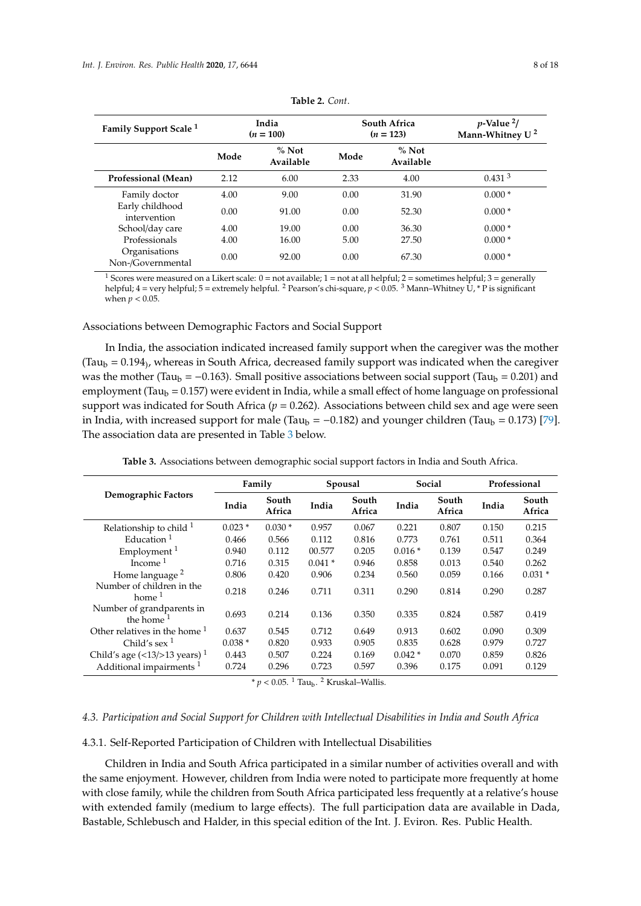**Table 2.** *Cont.*

| Family Support Scale [1] | India ($n$ = 100) | | South Africa ($n$ = 123) | | $p$-Value [2]/ Mann-Whitney U [2] |
|---|---|---|---|---|---|
| | Mode | % Not Available | Mode | % Not Available | |
| **Professional (Mean)** | 2.12 | 6.00 | 2.33 | 4.00 | 0.431 [3] |
| Family doctor | 4.00 | 9.00 | 0.00 | 31.90 | 0.000 * |
| Early childhood intervention | 0.00 | 91.00 | 0.00 | 52.30 | 0.000 * |
| School/day care | 4.00 | 19.00 | 0.00 | 36.30 | 0.000 * |
| Professionals | 4.00 | 16.00 | 5.00 | 27.50 | 0.000 * |
| Organisations Non-/Governmental | 0.00 | 92.00 | 0.00 | 67.30 | 0.000 * |

[1] Scores were measured on a Likert scale: 0 = not available; 1 = not at all helpful; 2 = sometimes helpful; 3 = generally helpful; 4 = very helpful; 5 = extremely helpful. [2] Pearson's chi-square, $p < 0.05$. [3] Mann–Whitney U, * P is significant when $p < 0.05$.

Associations between Demographic Factors and Social Support

In India, the association indicated increased family support when the caregiver was the mother ($Tau_b$ = 0.194), whereas in South Africa, decreased family support was indicated when the caregiver was the mother ($Tau_b$ = −0.163). Small positive associations between social support ($Tau_b$ = 0.201) and employment ($Tau_b$ = 0.157) were evident in India, while a small effect of home language on professional support was indicated for South Africa ($p$ = 0.262). Associations between child sex and age were seen in India, with increased support for male ($Tau_b$ = −0.182) and younger children ($Tau_b$ = 0.173) [79]. The association data are presented in Table 3 below.

**Table 3.** Associations between demographic social support factors in India and South Africa.

| Demographic Factors | Family | | Spousal | | Social | | Professional | |
|---|---|---|---|---|---|---|---|---|
| | India | South Africa | India | South Africa | India | South Africa | India | South Africa |
| Relationship to child [1] | 0.023 * | 0.030 * | 0.957 | 0.067 | 0.221 | 0.807 | 0.150 | 0.215 |
| Education [1] | 0.466 | 0.566 | 0.112 | 0.816 | 0.773 | 0.761 | 0.511 | 0.364 |
| Employment [1] | 0.940 | 0.112 | 00.577 | 0.205 | 0.016 * | 0.139 | 0.547 | 0.249 |
| Income [1] | 0.716 | 0.315 | 0.041 * | 0.946 | 0.858 | 0.013 | 0.540 | 0.262 |
| Home language [2] | 0.806 | 0.420 | 0.906 | 0.234 | 0.560 | 0.059 | 0.166 | 0.031 * |
| Number of children in the home [1] | 0.218 | 0.246 | 0.711 | 0.311 | 0.290 | 0.814 | 0.290 | 0.287 |
| Number of grandparents in the home [1] | 0.693 | 0.214 | 0.136 | 0.350 | 0.335 | 0.824 | 0.587 | 0.419 |
| Other relatives in the home [1] | 0.637 | 0.545 | 0.712 | 0.649 | 0.913 | 0.602 | 0.090 | 0.309 |
| Child's sex [1] | 0.038 * | 0.820 | 0.933 | 0.905 | 0.835 | 0.628 | 0.979 | 0.727 |
| Child's age (<13/>13 years) [1] | 0.443 | 0.507 | 0.224 | 0.169 | 0.042 * | 0.070 | 0.859 | 0.826 |
| Additional impairments [1] | 0.724 | 0.296 | 0.723 | 0.597 | 0.396 | 0.175 | 0.091 | 0.129 |

* $p < 0.05$. [1] $Tau_b$. [2] Kruskal–Wallis.

### *4.3. Participation and Social Support for Children with Intellectual Disabilities in India and South Africa*

#### 4.3.1. Self-Reported Participation of Children with Intellectual Disabilities

Children in India and South Africa participated in a similar number of activities overall and with the same enjoyment. However, children from India were noted to participate more frequently at home with close family, while the children from South Africa participated less frequently at a relative's house with extended family (medium to large effects). The full participation data are available in Dada, Bastable, Schlebusch and Halder, in this special edition of the Int. J. Eviron. Res. Public Health.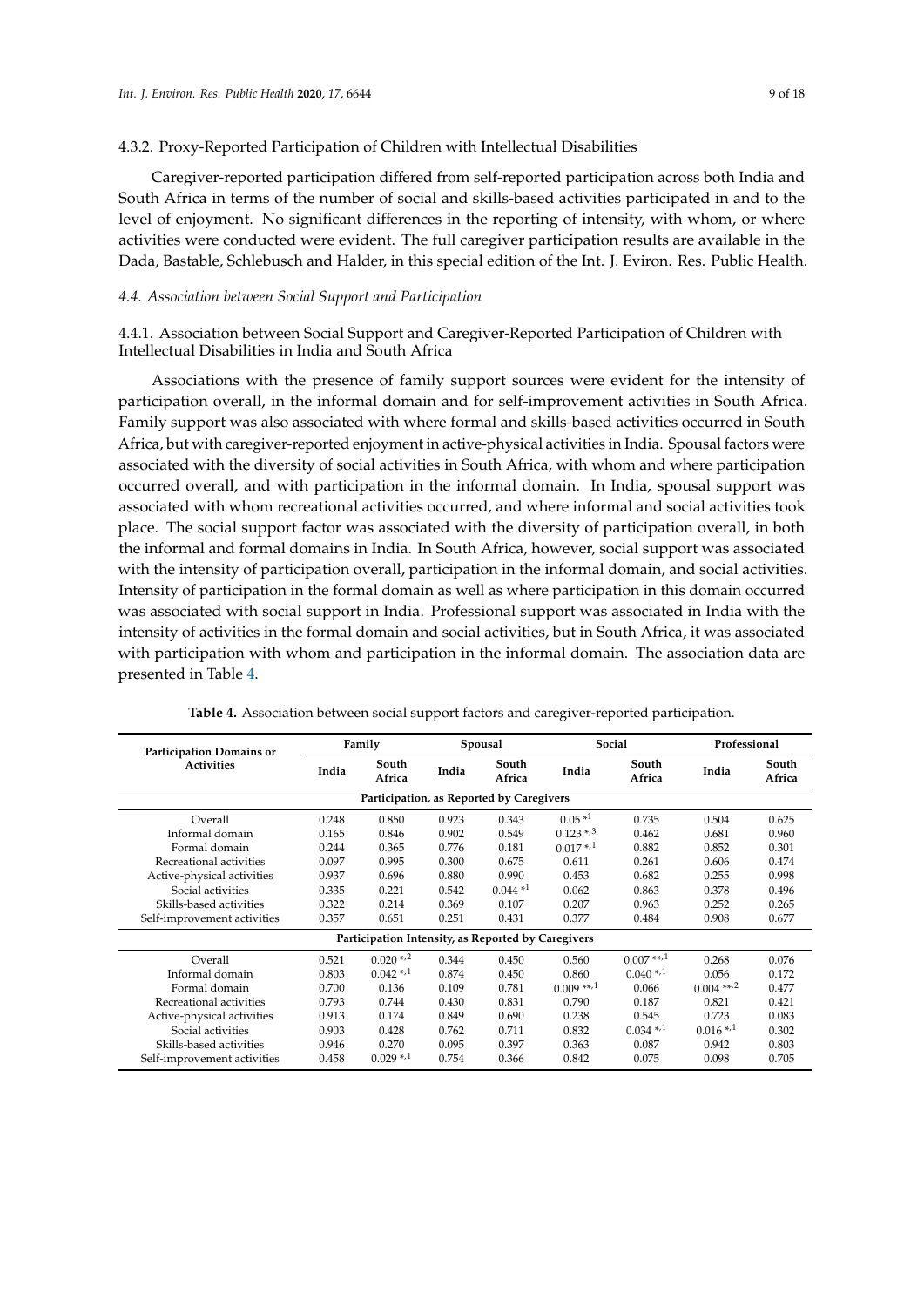#### 4.3.2. Proxy-Reported Participation of Children with Intellectual Disabilities

Caregiver-reported participation differed from self-reported participation across both India and South Africa in terms of the number of social and skills-based activities participated in and to the level of enjoyment. No significant differences in the reporting of intensity, with whom, or where activities were conducted were evident. The full caregiver participation results are available in the Dada, Bastable, Schlebusch and Halder, in this special edition of the Int. J. Eviron. Res. Public Health.

### *4.4. Association between Social Support and Participation*

#### 4.4.1. Association between Social Support and Caregiver-Reported Participation of Children with Intellectual Disabilities in India and South Africa

Associations with the presence of family support sources were evident for the intensity of participation overall, in the informal domain and for self-improvement activities in South Africa. Family support was also associated with where formal and skills-based activities occurred in South Africa, but with caregiver-reported enjoyment in active-physical activities in India. Spousal factors were associated with the diversity of social activities in South Africa, with whom and where participation occurred overall, and with participation in the informal domain. In India, spousal support was associated with whom recreational activities occurred, and where informal and social activities took place. The social support factor was associated with the diversity of participation overall, in both the informal and formal domains in India. In South Africa, however, social support was associated with the intensity of participation overall, participation in the informal domain, and social activities. Intensity of participation in the formal domain as well as where participation in this domain occurred was associated with social support in India. Professional support was associated in India with the intensity of activities in the formal domain and social activities, but in South Africa, it was associated with participation with whom and participation in the informal domain. The association data are presented in Table 4.

**Table 4.** Association between social support factors and caregiver-reported participation.

| Participation Domains or Activities | Family | | Spousal | | Social | | Professional | |
|---|---|---|---|---|---|---|---|---|
| | India | South Africa | India | South Africa | India | South Africa | India | South Africa |
| **Participation, as Reported by Caregivers** | | | | | | | | |
| Overall | 0.248 | 0.850 | 0.923 | 0.343 | 0.05 *1 | 0.735 | 0.504 | 0.625 |
| Informal domain | 0.165 | 0.846 | 0.902 | 0.549 | 0.123 *,3 | 0.462 | 0.681 | 0.960 |
| Formal domain | 0.244 | 0.365 | 0.776 | 0.181 | 0.017 *,1 | 0.882 | 0.852 | 0.301 |
| Recreational activities | 0.097 | 0.995 | 0.300 | 0.675 | 0.611 | 0.261 | 0.606 | 0.474 |
| Active-physical activities | 0.937 | 0.696 | 0.880 | 0.990 | 0.453 | 0.682 | 0.255 | 0.998 |
| Social activities | 0.335 | 0.221 | 0.542 | 0.044 *1 | 0.062 | 0.863 | 0.378 | 0.496 |
| Skills-based activities | 0.322 | 0.214 | 0.369 | 0.107 | 0.207 | 0.963 | 0.252 | 0.265 |
| Self-improvement activities | 0.357 | 0.651 | 0.251 | 0.431 | 0.377 | 0.484 | 0.908 | 0.677 |
| **Participation Intensity, as Reported by Caregivers** | | | | | | | | |
| Overall | 0.521 | 0.020 *,2 | 0.344 | 0.450 | 0.560 | 0.007 **,1 | 0.268 | 0.076 |
| Informal domain | 0.803 | 0.042 *,1 | 0.874 | 0.450 | 0.860 | 0.040 *,1 | 0.056 | 0.172 |
| Formal domain | 0.700 | 0.136 | 0.109 | 0.781 | 0.009 **,1 | 0.066 | 0.004 **,2 | 0.477 |
| Recreational activities | 0.793 | 0.744 | 0.430 | 0.831 | 0.790 | 0.187 | 0.821 | 0.421 |
| Active-physical activities | 0.913 | 0.174 | 0.849 | 0.690 | 0.238 | 0.545 | 0.723 | 0.083 |
| Social activities | 0.903 | 0.428 | 0.762 | 0.711 | 0.832 | 0.034 *,1 | 0.016 *,1 | 0.302 |
| Skills-based activities | 0.946 | 0.270 | 0.095 | 0.397 | 0.363 | 0.087 | 0.942 | 0.803 |
| Self-improvement activities | 0.458 | 0.029 *,1 | 0.754 | 0.366 | 0.842 | 0.075 | 0.098 | 0.705 |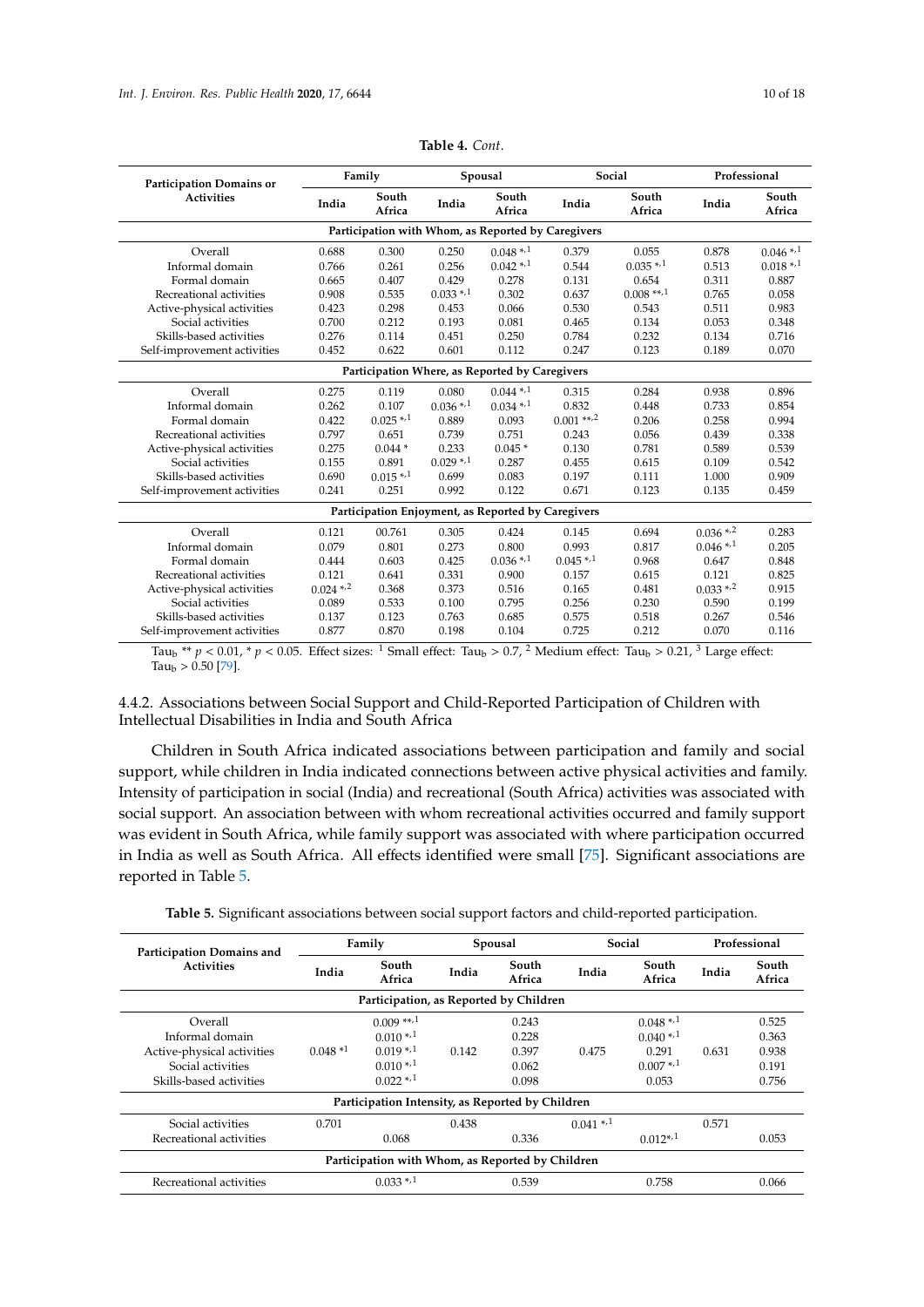**Table 4.** *Cont*.

| Participation Domains or Activities | Family | | Spousal | | Social | | Professional | |
|---|---|---|---|---|---|---|---|---|
| | India | South Africa | India | South Africa | India | South Africa | India | South Africa |
| **Participation with Whom, as Reported by Caregivers** | | | | | | | | |
| Overall | 0.688 | 0.300 | 0.250 | 0.048 *,1 | 0.379 | 0.055 | 0.878 | 0.046 *,1 |
| Informal domain | 0.766 | 0.261 | 0.256 | 0.042 *,1 | 0.544 | 0.035 *,1 | 0.513 | 0.018 *,1 |
| Formal domain | 0.665 | 0.407 | 0.429 | 0.278 | 0.131 | 0.654 | 0.311 | 0.887 |
| Recreational activities | 0.908 | 0.535 | 0.033 *,1 | 0.302 | 0.637 | 0.008 **,1 | 0.765 | 0.058 |
| Active-physical activities | 0.423 | 0.298 | 0.453 | 0.066 | 0.530 | 0.543 | 0.511 | 0.983 |
| Social activities | 0.700 | 0.212 | 0.193 | 0.081 | 0.465 | 0.134 | 0.053 | 0.348 |
| Skills-based activities | 0.276 | 0.114 | 0.451 | 0.250 | 0.784 | 0.232 | 0.134 | 0.716 |
| Self-improvement activities | 0.452 | 0.622 | 0.601 | 0.112 | 0.247 | 0.123 | 0.189 | 0.070 |
| **Participation Where, as Reported by Caregivers** | | | | | | | | |
| Overall | 0.275 | 0.119 | 0.080 | 0.044 *,1 | 0.315 | 0.284 | 0.938 | 0.896 |
| Informal domain | 0.262 | 0.107 | 0.036 *,1 | 0.034 *,1 | 0.832 | 0.448 | 0.733 | 0.854 |
| Formal domain | 0.422 | 0.025 *,1 | 0.889 | 0.093 | 0.001 **,2 | 0.206 | 0.258 | 0.994 |
| Recreational activities | 0.797 | 0.651 | 0.739 | 0.751 | 0.243 | 0.056 | 0.439 | 0.338 |
| Active-physical activities | 0.275 | 0.044 * | 0.233 | 0.045 * | 0.130 | 0.781 | 0.589 | 0.539 |
| Social activities | 0.155 | 0.891 | 0.029 *,1 | 0.287 | 0.455 | 0.615 | 0.109 | 0.542 |
| Skills-based activities | 0.690 | 0.015 *,1 | 0.699 | 0.083 | 0.197 | 0.111 | 1.000 | 0.909 |
| Self-improvement activities | 0.241 | 0.251 | 0.992 | 0.122 | 0.671 | 0.123 | 0.135 | 0.459 |
| **Participation Enjoyment, as Reported by Caregivers** | | | | | | | | |
| Overall | 0.121 | 00.761 | 0.305 | 0.424 | 0.145 | 0.694 | 0.036 *,2 | 0.283 |
| Informal domain | 0.079 | 0.801 | 0.273 | 0.800 | 0.993 | 0.817 | 0.046 *,1 | 0.205 |
| Formal domain | 0.444 | 0.603 | 0.425 | 0.036 *,1 | 0.045 *,1 | 0.968 | 0.647 | 0.848 |
| Recreational activities | 0.121 | 0.641 | 0.331 | 0.900 | 0.157 | 0.615 | 0.121 | 0.825 |
| Active-physical activities | 0.024 *,2 | 0.368 | 0.373 | 0.516 | 0.165 | 0.481 | 0.033 *,2 | 0.915 |
| Social activities | 0.089 | 0.533 | 0.100 | 0.795 | 0.256 | 0.230 | 0.590 | 0.199 |
| Skills-based activities | 0.137 | 0.123 | 0.763 | 0.685 | 0.575 | 0.518 | 0.267 | 0.546 |
| Self-improvement activities | 0.877 | 0.870 | 0.198 | 0.104 | 0.725 | 0.212 | 0.070 | 0.116 |

$Tau_b$ ** $p < 0.01$, * $p < 0.05$. Effect sizes: [1] Small effect: $Tau_b > 0.7$, [2] Medium effect: $Tau_b > 0.21$, [3] Large effect: $Tau_b > 0.50$ [79].

#### 4.4.2. Associations between Social Support and Child-Reported Participation of Children with Intellectual Disabilities in India and South Africa

Children in South Africa indicated associations between participation and family and social support, while children in India indicated connections between active physical activities and family. Intensity of participation in social (India) and recreational (South Africa) activities was associated with social support. An association between with whom recreational activities occurred and family support was evident in South Africa, while family support was associated with where participation occurred in India as well as South Africa. All effects identified were small [75]. Significant associations are reported in Table 5.

**Table 5.** Significant associations between social support factors and child-reported participation.

| Participation Domains and Activities | Family | | Spousal | | Social | | Professional | |
|---|---|---|---|---|---|---|---|---|
| | India | South Africa | India | South Africa | India | South Africa | India | South Africa |
| **Participation, as Reported by Children** | | | | | | | | |
| Overall | 0.048 *1 | 0.009 **,1 | 0.142 | 0.243 | 0.475 | 0.048 *,1 | 0.631 | 0.525 |
| Informal domain | | 0.010 *,1 | | 0.228 | | 0.040 *,1 | | 0.363 |
| Active-physical activities | | 0.019 *,1 | | 0.397 | | 0.291 | | 0.938 |
| Social activities | | 0.010 *,1 | | 0.062 | | 0.007 *,1 | | 0.191 |
| Skills-based activities | | 0.022 *,1 | | 0.098 | | 0.053 | | 0.756 |
| **Participation Intensity, as Reported by Children** | | | | | | | | |
| Social activities | 0.701 | | 0.438 | | 0.041 *,1 | | 0.571 | |
| Recreational activities | | 0.068 | | 0.336 | | 0.012*,1 | | 0.053 |
| **Participation with Whom, as Reported by Children** | | | | | | | | |
| Recreational activities | | 0.033 *,1 | | 0.539 | | 0.758 | | 0.066 |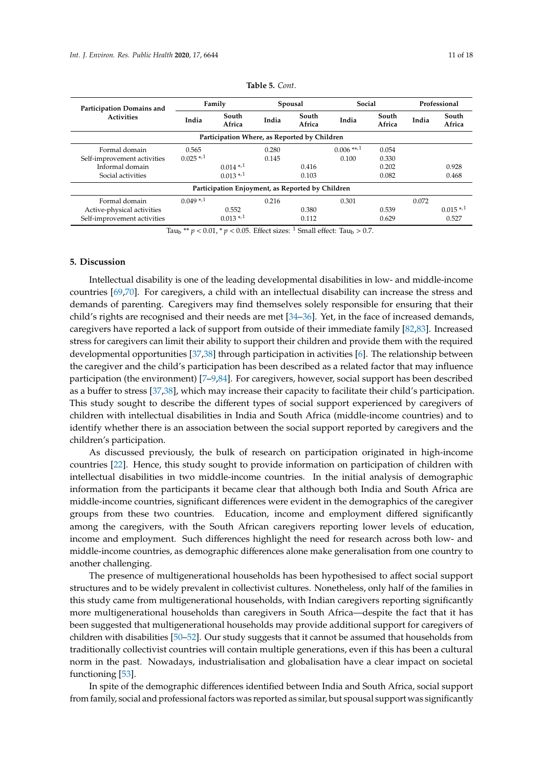**Table 5.** *Cont.*

| Participation Domains and Activities | Family | | Spousal | | Social | | Professional | |
|---|---|---|---|---|---|---|---|---|
| | India | South Africa | India | South Africa | India | South Africa | India | South Africa |
| **Participation Where, as Reported by Children** | | | | | | | | |
| Formal domain | 0.565 | | 0.280 | | 0.006 **,1 | 0.054 | | |
| Self-improvement activities | 0.025 *,1 | | 0.145 | | 0.100 | 0.330 | | |
| Informal domain | | 0.014 *,1 | | 0.416 | | 0.202 | | 0.928 |
| Social activities | | 0.013 *,1 | | 0.103 | | 0.082 | | 0.468 |
| **Participation Enjoyment, as Reported by Children** | | | | | | | | |
| Formal domain | 0.049 *,1 | | 0.216 | | 0.301 | | 0.072 | |
| Active-physical activities | | 0.552 | | 0.380 | | 0.539 | | 0.015 *,1 |
| Self-improvement activities | | 0.013 *,1 | | 0.112 | | 0.629 | | 0.527 |

$Tau_b$ ** $p < 0.01$, * $p < 0.05$. Effect sizes: [1] Small effect: $Tau_b > 0.7$.

## 5. Discussion

Intellectual disability is one of the leading developmental disabilities in low- and middle-income countries [69,70]. For caregivers, a child with an intellectual disability can increase the stress and demands of parenting. Caregivers may find themselves solely responsible for ensuring that their child's rights are recognised and their needs are met [34–36]. Yet, in the face of increased demands, caregivers have reported a lack of support from outside of their immediate family [82,83]. Increased stress for caregivers can limit their ability to support their children and provide them with the required developmental opportunities [37,38] through participation in activities [6]. The relationship between the caregiver and the child's participation has been described as a related factor that may influence participation (the environment) [7–9,84]. For caregivers, however, social support has been described as a buffer to stress [37,38], which may increase their capacity to facilitate their child's participation. This study sought to describe the different types of social support experienced by caregivers of children with intellectual disabilities in India and South Africa (middle-income countries) and to identify whether there is an association between the social support reported by caregivers and the children's participation.

As discussed previously, the bulk of research on participation originated in high-income countries [22]. Hence, this study sought to provide information on participation of children with intellectual disabilities in two middle-income countries. In the initial analysis of demographic information from the participants it became clear that although both India and South Africa are middle-income countries, significant differences were evident in the demographics of the caregiver groups from these two countries. Education, income and employment differed significantly among the caregivers, with the South African caregivers reporting lower levels of education, income and employment. Such differences highlight the need for research across both low- and middle-income countries, as demographic differences alone make generalisation from one country to another challenging.

The presence of multigenerational households has been hypothesised to affect social support structures and to be widely prevalent in collectivist cultures. Nonetheless, only half of the families in this study came from multigenerational households, with Indian caregivers reporting significantly more multigenerational households than caregivers in South Africa—despite the fact that it has been suggested that multigenerational households may provide additional support for caregivers of children with disabilities [50–52]. Our study suggests that it cannot be assumed that households from traditionally collectivist countries will contain multiple generations, even if this has been a cultural norm in the past. Nowadays, industrialisation and globalisation have a clear impact on societal functioning [53].

In spite of the demographic differences identified between India and South Africa, social support from family, social and professional factors was reported as similar, but spousal support was significantly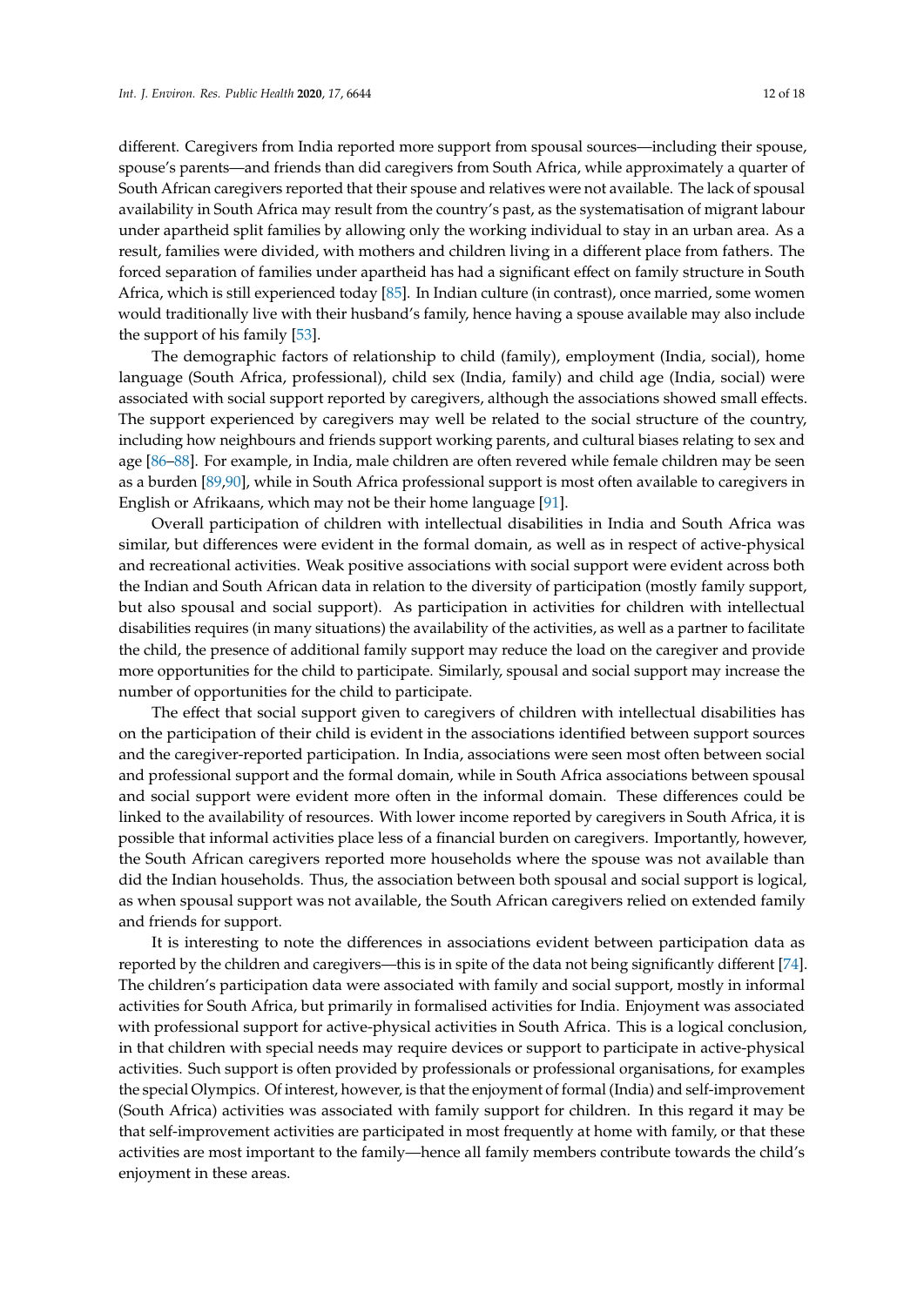different. Caregivers from India reported more support from spousal sources—including their spouse, spouse's parents—and friends than did caregivers from South Africa, while approximately a quarter of South African caregivers reported that their spouse and relatives were not available. The lack of spousal availability in South Africa may result from the country's past, as the systematisation of migrant labour under apartheid split families by allowing only the working individual to stay in an urban area. As a result, families were divided, with mothers and children living in a different place from fathers. The forced separation of families under apartheid has had a significant effect on family structure in South Africa, which is still experienced today [85]. In Indian culture (in contrast), once married, some women would traditionally live with their husband's family, hence having a spouse available may also include the support of his family [53].

The demographic factors of relationship to child (family), employment (India, social), home language (South Africa, professional), child sex (India, family) and child age (India, social) were associated with social support reported by caregivers, although the associations showed small effects. The support experienced by caregivers may well be related to the social structure of the country, including how neighbours and friends support working parents, and cultural biases relating to sex and age [86–88]. For example, in India, male children are often revered while female children may be seen as a burden [89,90], while in South Africa professional support is most often available to caregivers in English or Afrikaans, which may not be their home language [91].

Overall participation of children with intellectual disabilities in India and South Africa was similar, but differences were evident in the formal domain, as well as in respect of active-physical and recreational activities. Weak positive associations with social support were evident across both the Indian and South African data in relation to the diversity of participation (mostly family support, but also spousal and social support). As participation in activities for children with intellectual disabilities requires (in many situations) the availability of the activities, as well as a partner to facilitate the child, the presence of additional family support may reduce the load on the caregiver and provide more opportunities for the child to participate. Similarly, spousal and social support may increase the number of opportunities for the child to participate.

The effect that social support given to caregivers of children with intellectual disabilities has on the participation of their child is evident in the associations identified between support sources and the caregiver-reported participation. In India, associations were seen most often between social and professional support and the formal domain, while in South Africa associations between spousal and social support were evident more often in the informal domain. These differences could be linked to the availability of resources. With lower income reported by caregivers in South Africa, it is possible that informal activities place less of a financial burden on caregivers. Importantly, however, the South African caregivers reported more households where the spouse was not available than did the Indian households. Thus, the association between both spousal and social support is logical, as when spousal support was not available, the South African caregivers relied on extended family and friends for support.

It is interesting to note the differences in associations evident between participation data as reported by the children and caregivers—this is in spite of the data not being significantly different [74]. The children's participation data were associated with family and social support, mostly in informal activities for South Africa, but primarily in formalised activities for India. Enjoyment was associated with professional support for active-physical activities in South Africa. This is a logical conclusion, in that children with special needs may require devices or support to participate in active-physical activities. Such support is often provided by professionals or professional organisations, for examples the special Olympics. Of interest, however, is that the enjoyment of formal (India) and self-improvement (South Africa) activities was associated with family support for children. In this regard it may be that self-improvement activities are participated in most frequently at home with family, or that these activities are most important to the family—hence all family members contribute towards the child's enjoyment in these areas.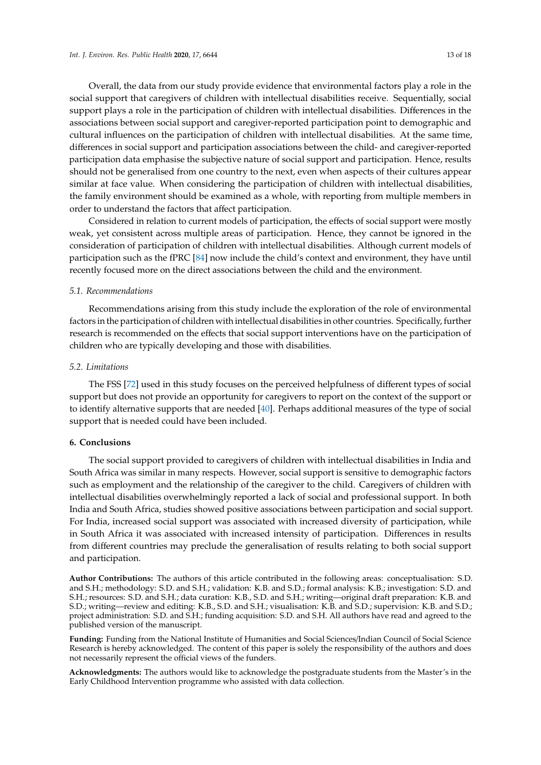Overall, the data from our study provide evidence that environmental factors play a role in the social support that caregivers of children with intellectual disabilities receive. Sequentially, social support plays a role in the participation of children with intellectual disabilities. Differences in the associations between social support and caregiver-reported participation point to demographic and cultural influences on the participation of children with intellectual disabilities. At the same time, differences in social support and participation associations between the child- and caregiver-reported participation data emphasise the subjective nature of social support and participation. Hence, results should not be generalised from one country to the next, even when aspects of their cultures appear similar at face value. When considering the participation of children with intellectual disabilities, the family environment should be examined as a whole, with reporting from multiple members in order to understand the factors that affect participation.

Considered in relation to current models of participation, the effects of social support were mostly weak, yet consistent across multiple areas of participation. Hence, they cannot be ignored in the consideration of participation of children with intellectual disabilities. Although current models of participation such as the fPRC [84] now include the child's context and environment, they have until recently focused more on the direct associations between the child and the environment.

### *5.1. Recommendations*

Recommendations arising from this study include the exploration of the role of environmental factors in the participation of children with intellectual disabilities in other countries. Specifically, further research is recommended on the effects that social support interventions have on the participation of children who are typically developing and those with disabilities.

### *5.2. Limitations*

The FSS [72] used in this study focuses on the perceived helpfulness of different types of social support but does not provide an opportunity for caregivers to report on the context of the support or to identify alternative supports that are needed [40]. Perhaps additional measures of the type of social support that is needed could have been included.

## **6. Conclusions**

The social support provided to caregivers of children with intellectual disabilities in India and South Africa was similar in many respects. However, social support is sensitive to demographic factors such as employment and the relationship of the caregiver to the child. Caregivers of children with intellectual disabilities overwhelmingly reported a lack of social and professional support. In both India and South Africa, studies showed positive associations between participation and social support. For India, increased social support was associated with increased diversity of participation, while in South Africa it was associated with increased intensity of participation. Differences in results from different countries may preclude the generalisation of results relating to both social support and participation.

**Author Contributions:** The authors of this article contributed in the following areas: conceptualisation: S.D. and S.H.; methodology: S.D. and S.H.; validation: K.B. and S.D.; formal analysis: K.B.; investigation: S.D. and S.H.; resources: S.D. and S.H.; data curation: K.B., S.D. and S.H.; writing—original draft preparation: K.B. and S.D.; writing—review and editing: K.B., S.D. and S.H.; visualisation: K.B. and S.D.; supervision: K.B. and S.D.; project administration: S.D. and S.H.; funding acquisition: S.D. and S.H. All authors have read and agreed to the published version of the manuscript.

**Funding:** Funding from the National Institute of Humanities and Social Sciences/Indian Council of Social Science Research is hereby acknowledged. The content of this paper is solely the responsibility of the authors and does not necessarily represent the official views of the funders.

**Acknowledgments:** The authors would like to acknowledge the postgraduate students from the Master's in the Early Childhood Intervention programme who assisted with data collection.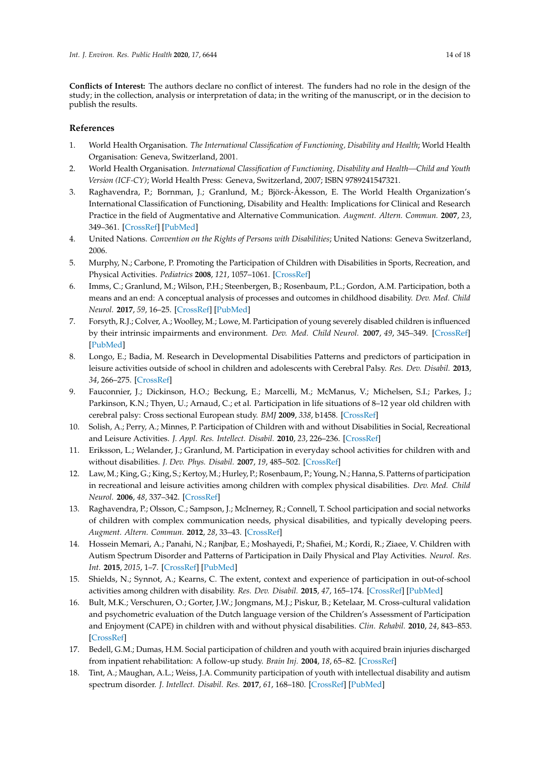**Conflicts of Interest:** The authors declare no conflict of interest. The funders had no role in the design of the study; in the collection, analysis or interpretation of data; in the writing of the manuscript, or in the decision to publish the results.

## References

1. World Health Organisation. *The International Classification of Functioning, Disability and Health*; World Health Organisation: Geneva, Switzerland, 2001.
2. World Health Organisation. *International Classification of Functioning, Disability and Health—Child and Youth Version (ICF-CY)*; World Health Press: Geneva, Switzerland, 2007; ISBN 9789241547321.
3. Raghavendra, P.; Bornman, J.; Granlund, M.; Björck-Åkesson, E. The World Health Organization's International Classification of Functioning, Disability and Health: Implications for Clinical and Research Practice in the field of Augmentative and Alternative Communication. *Augment. Altern. Commun.* **2007**, *23*, 349–361. [CrossRef] [PubMed]
4. United Nations. *Convention on the Rights of Persons with Disabilities*; United Nations: Geneva Switzerland, 2006.
5. Murphy, N.; Carbone, P. Promoting the Participation of Children with Disabilities in Sports, Recreation, and Physical Activities. *Pediatrics* **2008**, *121*, 1057–1061. [CrossRef]
6. Imms, C.; Granlund, M.; Wilson, P.H.; Steenbergen, B.; Rosenbaum, P.L.; Gordon, A.M. Participation, both a means and an end: A conceptual analysis of processes and outcomes in childhood disability. *Dev. Med. Child Neurol.* **2017**, *59*, 16–25. [CrossRef] [PubMed]
7. Forsyth, R.J.; Colver, A.; Woolley, M.; Lowe, M. Participation of young severely disabled children is influenced by their intrinsic impairments and environment. *Dev. Med. Child Neurol.* **2007**, *49*, 345–349. [CrossRef] [PubMed]
8. Longo, E.; Badia, M. Research in Developmental Disabilities Patterns and predictors of participation in leisure activities outside of school in children and adolescents with Cerebral Palsy. *Res. Dev. Disabil.* **2013**, *34*, 266–275. [CrossRef]
9. Fauconnier, J.; Dickinson, H.O.; Beckung, E.; Marcelli, M.; McManus, V.; Michelsen, S.I.; Parkes, J.; Parkinson, K.N.; Thyen, U.; Arnaud, C.; et al. Participation in life situations of 8–12 year old children with cerebral palsy: Cross sectional European study. *BMJ* **2009**, *338*, b1458. [CrossRef]
10. Solish, A.; Perry, A.; Minnes, P. Participation of Children with and without Disabilities in Social, Recreational and Leisure Activities. *J. Appl. Res. Intellect. Disabil.* **2010**, *23*, 226–236. [CrossRef]
11. Eriksson, L.; Welander, J.; Granlund, M. Participation in everyday school activities for children with and without disabilities. *J. Dev. Phys. Disabil.* **2007**, *19*, 485–502. [CrossRef]
12. Law, M.; King, G.; King, S.; Kertoy, M.; Hurley, P.; Rosenbaum, P.; Young, N.; Hanna, S. Patterns of participation in recreational and leisure activities among children with complex physical disabilities. *Dev. Med. Child Neurol.* **2006**, *48*, 337–342. [CrossRef]
13. Raghavendra, P.; Olsson, C.; Sampson, J.; McInerney, R.; Connell, T. School participation and social networks of children with complex communication needs, physical disabilities, and typically developing peers. *Augment. Altern. Commun.* **2012**, *28*, 33–43. [CrossRef]
14. Hossein Memari, A.; Panahi, N.; Ranjbar, E.; Moshayedi, P.; Shafiei, M.; Kordi, R.; Ziaee, V. Children with Autism Spectrum Disorder and Patterns of Participation in Daily Physical and Play Activities. *Neurol. Res. Int.* **2015**, *2015*, 1–7. [CrossRef] [PubMed]
15. Shields, N.; Synnot, A.; Kearns, C. The extent, context and experience of participation in out-of-school activities among children with disability. *Res. Dev. Disabil.* **2015**, *47*, 165–174. [CrossRef] [PubMed]
16. Bult, M.K.; Verschuren, O.; Gorter, J.W.; Jongmans, M.J.; Piskur, B.; Ketelaar, M. Cross-cultural validation and psychometric evaluation of the Dutch language version of the Children's Assessment of Participation and Enjoyment (CAPE) in children with and without physical disabilities. *Clin. Rehabil.* **2010**, *24*, 843–853. [CrossRef]
17. Bedell, G.M.; Dumas, H.M. Social participation of children and youth with acquired brain injuries discharged from inpatient rehabilitation: A follow-up study. *Brain Inj.* **2004**, *18*, 65–82. [CrossRef]
18. Tint, A.; Maughan, A.L.; Weiss, J.A. Community participation of youth with intellectual disability and autism spectrum disorder. *J. Intellect. Disabil. Res.* **2017**, *61*, 168–180. [CrossRef] [PubMed]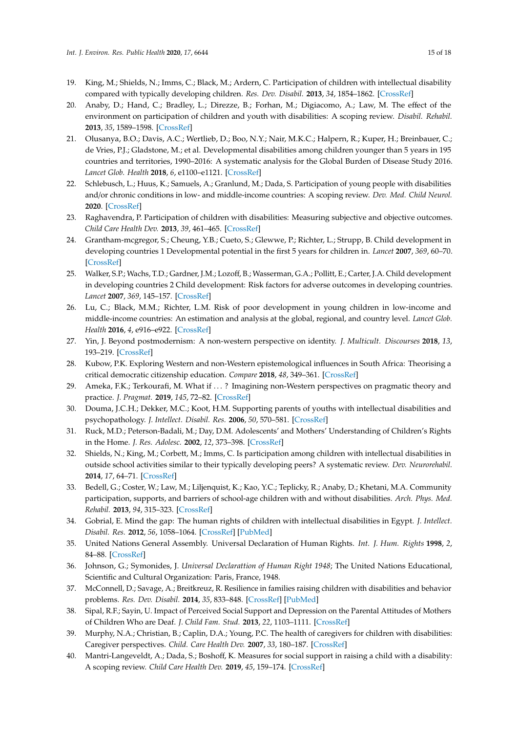19. King, M.; Shields, N.; Imms, C.; Black, M.; Ardern, C. Participation of children with intellectual disability compared with typically developing children. *Res. Dev. Disabil.* **2013**, *34*, 1854–1862. [CrossRef]
20. Anaby, D.; Hand, C.; Bradley, L.; Direzze, B.; Forhan, M.; Digiacomo, A.; Law, M. The effect of the environment on participation of children and youth with disabilities: A scoping review. *Disabil. Rehabil.* **2013**, *35*, 1589–1598. [CrossRef]
21. Olusanya, B.O.; Davis, A.C.; Wertlieb, D.; Boo, N.Y.; Nair, M.K.C.; Halpern, R.; Kuper, H.; Breinbauer, C.; de Vries, P.J.; Gladstone, M.; et al. Developmental disabilities among children younger than 5 years in 195 countries and territories, 1990–2016: A systematic analysis for the Global Burden of Disease Study 2016. *Lancet Glob. Health* **2018**, *6*, e1100–e1121. [CrossRef]
22. Schlebusch, L.; Huus, K.; Samuels, A.; Granlund, M.; Dada, S. Participation of young people with disabilities and/or chronic conditions in low- and middle-income countries: A scoping review. *Dev. Med. Child Neurol.* **2020**. [CrossRef]
23. Raghavendra, P. Participation of children with disabilities: Measuring subjective and objective outcomes. *Child Care Health Dev.* **2013**, *39*, 461–465. [CrossRef]
24. Grantham-mcgregor, S.; Cheung, Y.B.; Cueto, S.; Glewwe, P.; Richter, L.; Strupp, B. Child development in developing countries 1 Developmental potential in the first 5 years for children in. *Lancet* **2007**, *369*, 60–70. [CrossRef]
25. Walker, S.P.; Wachs, T.D.; Gardner, J.M.; Lozoff, B.; Wasserman, G.A.; Pollitt, E.; Carter, J.A. Child development in developing countries 2 Child development: Risk factors for adverse outcomes in developing countries. *Lancet* **2007**, *369*, 145–157. [CrossRef]
26. Lu, C.; Black, M.M.; Richter, L.M. Risk of poor development in young children in low-income and middle-income countries: An estimation and analysis at the global, regional, and country level. *Lancet Glob. Health* **2016**, *4*, e916–e922. [CrossRef]
27. Yin, J. Beyond postmodernism: A non-western perspective on identity. *J. Multicult. Discourses* **2018**, *13*, 193–219. [CrossRef]
28. Kubow, P.K. Exploring Western and non-Western epistemological influences in South Africa: Theorising a critical democratic citizenship education. *Compare* **2018**, *48*, 349–361. [CrossRef]
29. Ameka, F.K.; Terkourafi, M. What if . . . ? Imagining non-Western perspectives on pragmatic theory and practice. *J. Pragmat.* **2019**, *145*, 72–82. [CrossRef]
30. Douma, J.C.H.; Dekker, M.C.; Koot, H.M. Supporting parents of youths with intellectual disabilities and psychopathology. *J. Intellect. Disabil. Res.* **2006**, *50*, 570–581. [CrossRef]
31. Ruck, M.D.; Peterson-Badali, M.; Day, D.M. Adolescents' and Mothers' Understanding of Children's Rights in the Home. *J. Res. Adolesc.* **2002**, *12*, 373–398. [CrossRef]
32. Shields, N.; King, M.; Corbett, M.; Imms, C. Is participation among children with intellectual disabilities in outside school activities similar to their typically developing peers? A systematic review. *Dev. Neurorehabil.* **2014**, *17*, 64–71. [CrossRef]
33. Bedell, G.; Coster, W.; Law, M.; Liljenquist, K.; Kao, Y.C.; Teplicky, R.; Anaby, D.; Khetani, M.A. Community participation, supports, and barriers of school-age children with and without disabilities. *Arch. Phys. Med. Rehabil.* **2013**, *94*, 315–323. [CrossRef]
34. Gobrial, E. Mind the gap: The human rights of children with intellectual disabilities in Egypt. *J. Intellect. Disabil. Res.* **2012**, *56*, 1058–1064. [CrossRef] [PubMed]
35. United Nations General Assembly. Universal Declaration of Human Rights. *Int. J. Hum. Rights* **1998**, *2*, 84–88. [CrossRef]
36. Johnson, G.; Symonides, J. *Universal Declarattion of Human Right 1948*; The United Nations Educational, Scientific and Cultural Organization: Paris, France, 1948.
37. McConnell, D.; Savage, A.; Breitkreuz, R. Resilience in families raising children with disabilities and behavior problems. *Res. Dev. Disabil.* **2014**, *35*, 833–848. [CrossRef] [PubMed]
38. Sipal, R.F.; Sayin, U. Impact of Perceived Social Support and Depression on the Parental Attitudes of Mothers of Children Who are Deaf. *J. Child Fam. Stud.* **2013**, *22*, 1103–1111. [CrossRef]
39. Murphy, N.A.; Christian, B.; Caplin, D.A.; Young, P.C. The health of caregivers for children with disabilities: Caregiver perspectives. *Child. Care Health Dev.* **2007**, *33*, 180–187. [CrossRef]
40. Mantri-Langeveldt, A.; Dada, S.; Boshoff, K. Measures for social support in raising a child with a disability: A scoping review. *Child Care Health Dev.* **2019**, *45*, 159–174. [CrossRef]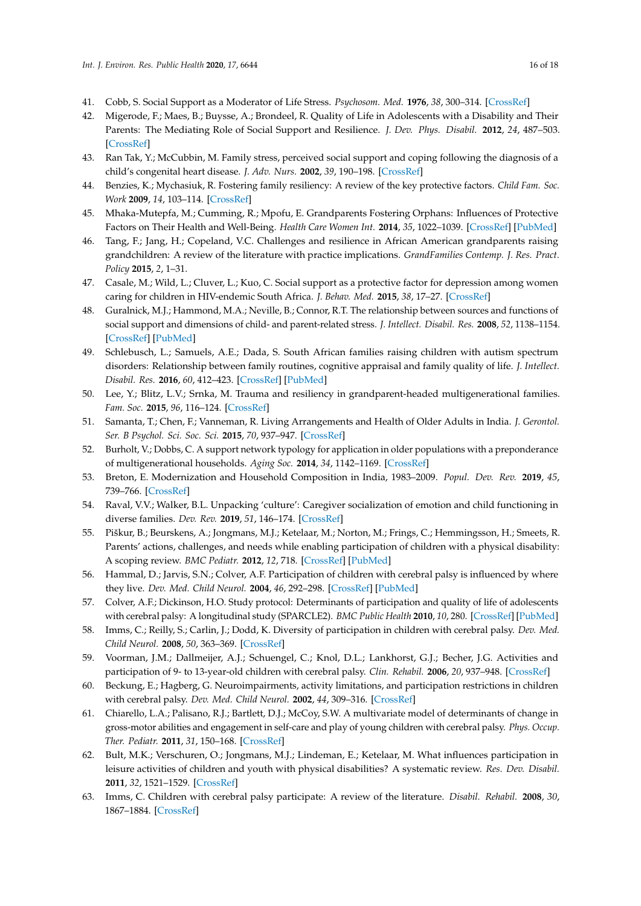41. Cobb, S. Social Support as a Moderator of Life Stress. *Psychosom. Med.* **1976**, *38*, 300–314. [CrossRef]
42. Migerode, F.; Maes, B.; Buysse, A.; Brondeel, R. Quality of Life in Adolescents with a Disability and Their Parents: The Mediating Role of Social Support and Resilience. *J. Dev. Phys. Disabil.* **2012**, *24*, 487–503. [CrossRef]
43. Ran Tak, Y.; McCubbin, M. Family stress, perceived social support and coping following the diagnosis of a child's congenital heart disease. *J. Adv. Nurs.* **2002**, *39*, 190–198. [CrossRef]
44. Benzies, K.; Mychasiuk, R. Fostering family resiliency: A review of the key protective factors. *Child Fam. Soc. Work* **2009**, *14*, 103–114. [CrossRef]
45. Mhaka-Mutepfa, M.; Cumming, R.; Mpofu, E. Grandparents Fostering Orphans: Influences of Protective Factors on Their Health and Well-Being. *Health Care Women Int.* **2014**, *35*, 1022–1039. [CrossRef] [PubMed]
46. Tang, F.; Jang, H.; Copeland, V.C. Challenges and resilience in African American grandparents raising grandchildren: A review of the literature with practice implications. *GrandFamilies Contemp. J. Res. Pract. Policy* **2015**, *2*, 1–31.
47. Casale, M.; Wild, L.; Cluver, L.; Kuo, C. Social support as a protective factor for depression among women caring for children in HIV-endemic South Africa. *J. Behav. Med.* **2015**, *38*, 17–27. [CrossRef]
48. Guralnick, M.J.; Hammond, M.A.; Neville, B.; Connor, R.T. The relationship between sources and functions of social support and dimensions of child- and parent-related stress. *J. Intellect. Disabil. Res.* **2008**, *52*, 1138–1154. [CrossRef] [PubMed]
49. Schlebusch, L.; Samuels, A.E.; Dada, S. South African families raising children with autism spectrum disorders: Relationship between family routines, cognitive appraisal and family quality of life. *J. Intellect. Disabil. Res.* **2016**, *60*, 412–423. [CrossRef] [PubMed]
50. Lee, Y.; Blitz, L.V.; Srnka, M. Trauma and resiliency in grandparent-headed multigenerational families. *Fam. Soc.* **2015**, *96*, 116–124. [CrossRef]
51. Samanta, T.; Chen, F.; Vanneman, R. Living Arrangements and Health of Older Adults in India. *J. Gerontol. Ser. B Psychol. Sci. Soc. Sci.* **2015**, *70*, 937–947. [CrossRef]
52. Burholt, V.; Dobbs, C. A support network typology for application in older populations with a preponderance of multigenerational households. *Aging Soc.* **2014**, *34*, 1142–1169. [CrossRef]
53. Breton, E. Modernization and Household Composition in India, 1983–2009. *Popul. Dev. Rev.* **2019**, *45*, 739–766. [CrossRef]
54. Raval, V.V.; Walker, B.L. Unpacking 'culture': Caregiver socialization of emotion and child functioning in diverse families. *Dev. Rev.* **2019**, *51*, 146–174. [CrossRef]
55. Piškur, B.; Beurskens, A.; Jongmans, M.J.; Ketelaar, M.; Norton, M.; Frings, C.; Hemmingsson, H.; Smeets, R. Parents' actions, challenges, and needs while enabling participation of children with a physical disability: A scoping review. *BMC Pediatr.* **2012**, *12*, 718. [CrossRef] [PubMed]
56. Hammal, D.; Jarvis, S.N.; Colver, A.F. Participation of children with cerebral palsy is influenced by where they live. *Dev. Med. Child Neurol.* **2004**, *46*, 292–298. [CrossRef] [PubMed]
57. Colver, A.F.; Dickinson, H.O. Study protocol: Determinants of participation and quality of life of adolescents with cerebral palsy: A longitudinal study (SPARCLE2). *BMC Public Health* **2010**, *10*, 280. [CrossRef] [PubMed]
58. Imms, C.; Reilly, S.; Carlin, J.; Dodd, K. Diversity of participation in children with cerebral palsy. *Dev. Med. Child Neurol.* **2008**, *50*, 363–369. [CrossRef]
59. Voorman, J.M.; Dallmeijer, A.J.; Schuengel, C.; Knol, D.L.; Lankhorst, G.J.; Becher, J.G. Activities and participation of 9- to 13-year-old children with cerebral palsy. *Clin. Rehabil.* **2006**, *20*, 937–948. [CrossRef]
60. Beckung, E.; Hagberg, G. Neuroimpairments, activity limitations, and participation restrictions in children with cerebral palsy. *Dev. Med. Child Neurol.* **2002**, *44*, 309–316. [CrossRef]
61. Chiarello, L.A.; Palisano, R.J.; Bartlett, D.J.; McCoy, S.W. A multivariate model of determinants of change in gross-motor abilities and engagement in self-care and play of young children with cerebral palsy. *Phys. Occup. Ther. Pediatr.* **2011**, *31*, 150–168. [CrossRef]
62. Bult, M.K.; Verschuren, O.; Jongmans, M.J.; Lindeman, E.; Ketelaar, M. What influences participation in leisure activities of children and youth with physical disabilities? A systematic review. *Res. Dev. Disabil.* **2011**, *32*, 1521–1529. [CrossRef]
63. Imms, C. Children with cerebral palsy participate: A review of the literature. *Disabil. Rehabil.* **2008**, *30*, 1867–1884. [CrossRef]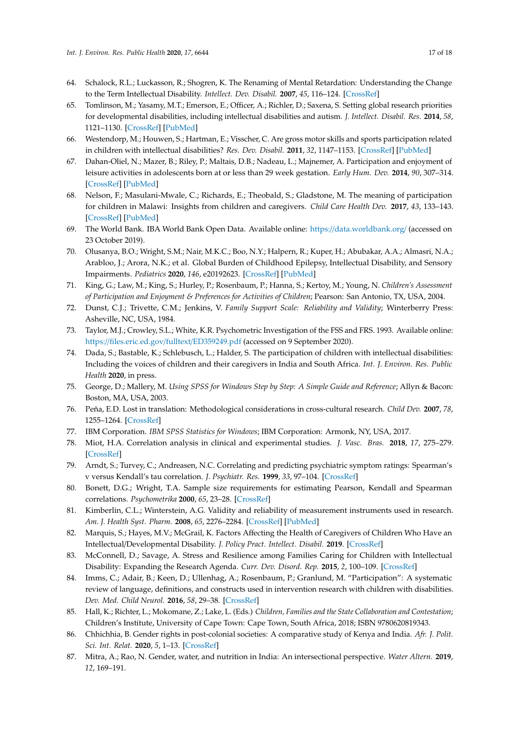64. Schalock, R.L.; Luckasson, R.; Shogren, K. The Renaming of Mental Retardation: Understanding the Change to the Term Intellectual Disability. *Intellect. Dev. Disabil.* **2007**, *45*, 116–124. [CrossRef]
65. Tomlinson, M.; Yasamy, M.T.; Emerson, E.; Officer, A.; Richler, D.; Saxena, S. Setting global research priorities for developmental disabilities, including intellectual disabilities and autism. *J. Intellect. Disabil. Res.* **2014**, *58*, 1121–1130. [CrossRef] [PubMed]
66. Westendorp, M.; Houwen, S.; Hartman, E.; Visscher, C. Are gross motor skills and sports participation related in children with intellectual disabilities? *Res. Dev. Disabil.* **2011**, *32*, 1147–1153. [CrossRef] [PubMed]
67. Dahan-Oliel, N.; Mazer, B.; Riley, P.; Maltais, D.B.; Nadeau, L.; Majnemer, A. Participation and enjoyment of leisure activities in adolescents born at or less than 29 week gestation. *Early Hum. Dev.* **2014**, *90*, 307–314. [CrossRef] [PubMed]
68. Nelson, F.; Masulani-Mwale, C.; Richards, E.; Theobald, S.; Gladstone, M. The meaning of participation for children in Malawi: Insights from children and caregivers. *Child Care Health Dev.* **2017**, *43*, 133–143. [CrossRef] [PubMed]
69. The World Bank. IBA World Bank Open Data. Available online: https://data.worldbank.org/ (accessed on 23 October 2019).
70. Olusanya, B.O.; Wright, S.M.; Nair, M.K.C.; Boo, N.Y.; Halpern, R.; Kuper, H.; Abubakar, A.A.; Almasri, N.A.; Arabloo, J.; Arora, N.K.; et al. Global Burden of Childhood Epilepsy, Intellectual Disability, and Sensory Impairments. *Pediatrics* **2020**, *146*, e20192623. [CrossRef] [PubMed]
71. King, G.; Law, M.; King, S.; Hurley, P.; Rosenbaum, P.; Hanna, S.; Kertoy, M.; Young, N. *Children's Assessment of Participation and Enjoyment & Preferences for Activities of Children*; Pearson: San Antonio, TX, USA, 2004.
72. Dunst, C.J.; Trivette, C.M.; Jenkins, V. *Family Support Scale: Reliability and Validity*; Winterberry Press: Asheville, NC, USA, 1984.
73. Taylor, M.J.; Crowley, S.L.; White, K.R. Psychometric Investigation of the FSS and FRS. 1993. Available online: https://files.eric.ed.gov/fulltext/ED359249.pdf (accessed on 9 September 2020).
74. Dada, S.; Bastable, K.; Schlebusch, L.; Halder, S. The participation of children with intellectual disabilities: Including the voices of children and their caregivers in India and South Africa. *Int. J. Environ. Res. Public Health* **2020**, in press.
75. George, D.; Mallery, M. *Using SPSS for Windows Step by Step: A Simple Guide and Reference*; Allyn & Bacon: Boston, MA, USA, 2003.
76. Peña, E.D. Lost in translation: Methodological considerations in cross-cultural research. *Child Dev.* **2007**, *78*, 1255–1264. [CrossRef]
77. IBM Corporation. *IBM SPSS Statistics for Windows*; IBM Corporation: Armonk, NY, USA, 2017.
78. Miot, H.A. Correlation analysis in clinical and experimental studies. *J. Vasc. Bras.* **2018**, *17*, 275–279. [CrossRef]
79. Arndt, S.; Turvey, C.; Andreasen, N.C. Correlating and predicting psychiatric symptom ratings: Spearman's v versus Kendall's tau correlation. *J. Psychiatr. Res.* **1999**, *33*, 97–104. [CrossRef]
80. Bonett, D.G.; Wright, T.A. Sample size requirements for estimating Pearson, Kendall and Spearman correlations. *Psychometrika* **2000**, *65*, 23–28. [CrossRef]
81. Kimberlin, C.L.; Winterstein, A.G. Validity and reliability of measurement instruments used in research. *Am. J. Health Syst. Pharm.* **2008**, *65*, 2276–2284. [CrossRef] [PubMed]
82. Marquis, S.; Hayes, M.V.; McGrail, K. Factors Affecting the Health of Caregivers of Children Who Have an Intellectual/Developmental Disability. *J. Policy Pract. Intellect. Disabil.* **2019**. [CrossRef]
83. McConnell, D.; Savage, A. Stress and Resilience among Families Caring for Children with Intellectual Disability: Expanding the Research Agenda. *Curr. Dev. Disord. Rep.* **2015**, *2*, 100–109. [CrossRef]
84. Imms, C.; Adair, B.; Keen, D.; Ullenhag, A.; Rosenbaum, P.; Granlund, M. "Participation": A systematic review of language, definitions, and constructs used in intervention research with children with disabilities. *Dev. Med. Child Neurol.* **2016**, *58*, 29–38. [CrossRef]
85. Hall, K.; Richter, L.; Mokomane, Z.; Lake, L. (Eds.) *Children, Families and the State Collaboration and Contestation*; Children's Institute, University of Cape Town: Cape Town, South Africa, 2018; ISBN 9780620819343.
86. Chhichhia, B. Gender rights in post-colonial societies: A comparative study of Kenya and India. *Afr. J. Polit. Sci. Int. Relat.* **2020**, *5*, 1–13. [CrossRef]
87. Mitra, A.; Rao, N. Gender, water, and nutrition in India: An intersectional perspective. *Water Altern.* **2019**, *12*, 169–191.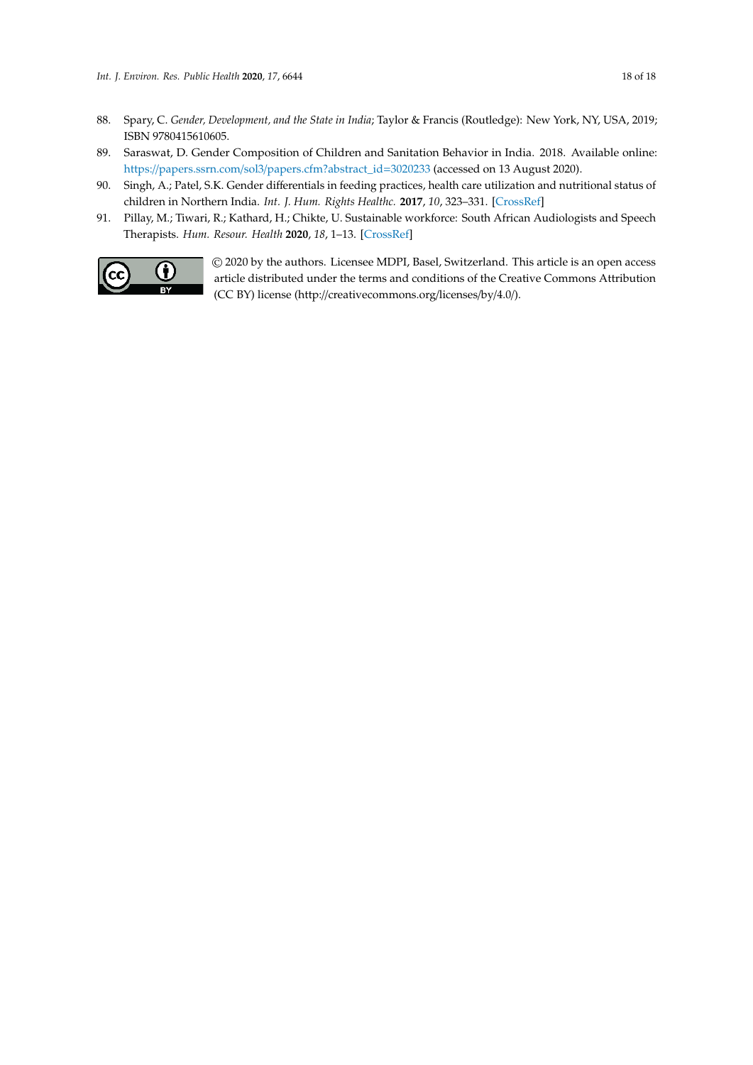88. Spary, C. *Gender, Development, and the State in India*; Taylor & Francis (Routledge): New York, NY, USA, 2019; ISBN 9780415610605.
89. Saraswat, D. Gender Composition of Children and Sanitation Behavior in India. 2018. Available online: https://papers.ssrn.com/sol3/papers.cfm?abstract_id=3020233 (accessed on 13 August 2020).
90. Singh, A.; Patel, S.K. Gender differentials in feeding practices, health care utilization and nutritional status of children in Northern India. *Int. J. Hum. Rights Healthc.* **2017**, *10*, 323–331. [CrossRef]
91. Pillay, M.; Tiwari, R.; Kathard, H.; Chikte, U. Sustainable workforce: South African Audiologists and Speech Therapists. *Hum. Resour. Health* **2020**, *18*, 1–13. [CrossRef]

© 2020 by the authors. Licensee MDPI, Basel, Switzerland. This article is an open access article distributed under the terms and conditions of the Creative Commons Attribution (CC BY) license (http://creativecommons.org/licenses/by/4.0/).